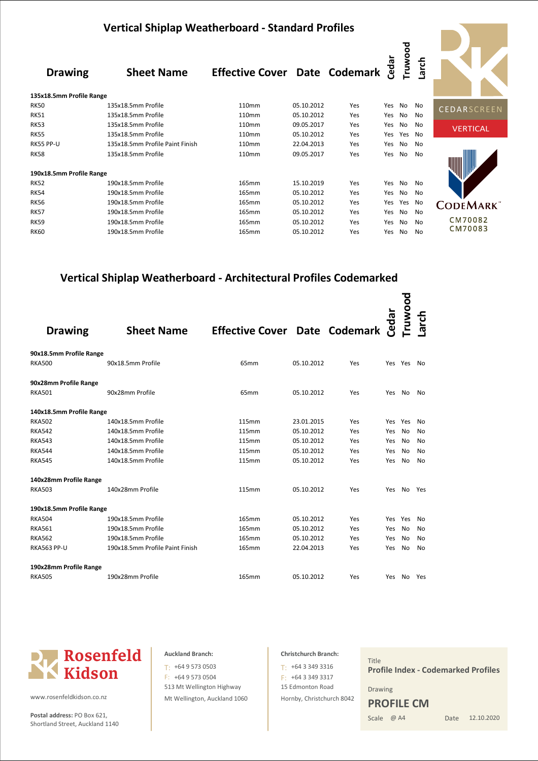# Vertical Shiplap Weatherboard - Standard Profiles

| Drawing | Sheet Name | Effective Cover | Date | Codemark | Cedar | Truwood | Larch |
|---|---|---|---|---|---|---|---|
| **135x18.5mm Profile Range** | | | | | | | |
| RK50 | 135x18.5mm Profile | 110mm | 05.10.2012 | Yes | Yes | No | No |
| RK51 | 135x18.5mm Profile | 110mm | 05.10.2012 | Yes | Yes | No | No |
| RK53 | 135x18.5mm Profile | 110mm | 09.05.2017 | Yes | Yes | No | No |
| RK55 | 135x18.5mm Profile | 110mm | 05.10.2012 | Yes | Yes | Yes | No |
| RK55 PP-U | 135x18.5mm Profile Paint Finish | 110mm | 22.04.2013 | Yes | Yes | No | No |
| RK58 | 135x18.5mm Profile | 110mm | 09.05.2017 | Yes | Yes | No | No |
| **190x18.5mm Profile Range** | | | | | | | |
| RK52 | 190x18.5mm Profile | 165mm | 15.10.2019 | Yes | Yes | No | No |
| RK54 | 190x18.5mm Profile | 165mm | 05.10.2012 | Yes | Yes | No | No |
| RK56 | 190x18.5mm Profile | 165mm | 05.10.2012 | Yes | Yes | Yes | No |
| RK57 | 190x18.5mm Profile | 165mm | 05.10.2012 | Yes | Yes | No | No |
| RK59 | 190x18.5mm Profile | 165mm | 05.10.2012 | Yes | Yes | No | No |
| RK60 | 190x18.5mm Profile | 165mm | 05.10.2012 | Yes | Yes | No | No |

CEDARSCREEN

VERTICAL

CODEMARK™

CM70082
CM70083

# Vertical Shiplap Weatherboard - Architectural Profiles Codemarked

| Drawing | Sheet Name | Effective Cover | Date | Codemark | Cedar | Truwood | Larch |
|---|---|---|---|---|---|---|---|
| **90x18.5mm Profile Range** | | | | | | | |
| RKA500 | 90x18.5mm Profile | 65mm | 05.10.2012 | Yes | Yes | Yes | No |
| **90x28mm Profile Range** | | | | | | | |
| RKA501 | 90x28mm Profile | 65mm | 05.10.2012 | Yes | Yes | No | No |
| **140x18.5mm Profile Range** | | | | | | | |
| RKA502 | 140x18.5mm Profile | 115mm | 23.01.2015 | Yes | Yes | Yes | No |
| RKA542 | 140x18.5mm Profile | 115mm | 05.10.2012 | Yes | Yes | No | No |
| RKA543 | 140x18.5mm Profile | 115mm | 05.10.2012 | Yes | Yes | No | No |
| RKA544 | 140x18.5mm Profile | 115mm | 05.10.2012 | Yes | Yes | No | No |
| RKA545 | 140x18.5mm Profile | 115mm | 05.10.2012 | Yes | Yes | No | No |
| **140x28mm Profile Range** | | | | | | | |
| RKA503 | 140x28mm Profile | 115mm | 05.10.2012 | Yes | Yes | No | Yes |
| **190x18.5mm Profile Range** | | | | | | | |
| RKA504 | 190x18.5mm Profile | 165mm | 05.10.2012 | Yes | Yes | Yes | No |
| RKA561 | 190x18.5mm Profile | 165mm | 05.10.2012 | Yes | Yes | No | No |
| RKA562 | 190x18.5mm Profile | 165mm | 05.10.2012 | Yes | Yes | No | No |
| RKA563 PP-U | 190x18.5mm Profile Paint Finish | 165mm | 22.04.2013 | Yes | Yes | No | No |
| **190x28mm Profile Range** | | | | | | | |
| RKA505 | 190x28mm Profile | 165mm | 05.10.2012 | Yes | Yes | No | Yes |

**Rosenfeld Kidson**

www.rosenfeldkidson.co.nz

**Postal address:** PO Box 621, Shortland Street, Auckland 1140

**Auckland Branch:**
T: +64 9 573 0503
F: +64 9 573 0504
513 Mt Wellington Highway
Mt Wellington, Auckland 1060

**Christchurch Branch:**
T: +64 3 349 3316
F: +64 3 349 3317
15 Edmonton Road
Hornby, Christchurch 8042

Title
**Profile Index - Codemarked Profiles**

Drawing
**PROFILE CM**

Scale @ A4 | Date 12.10.2020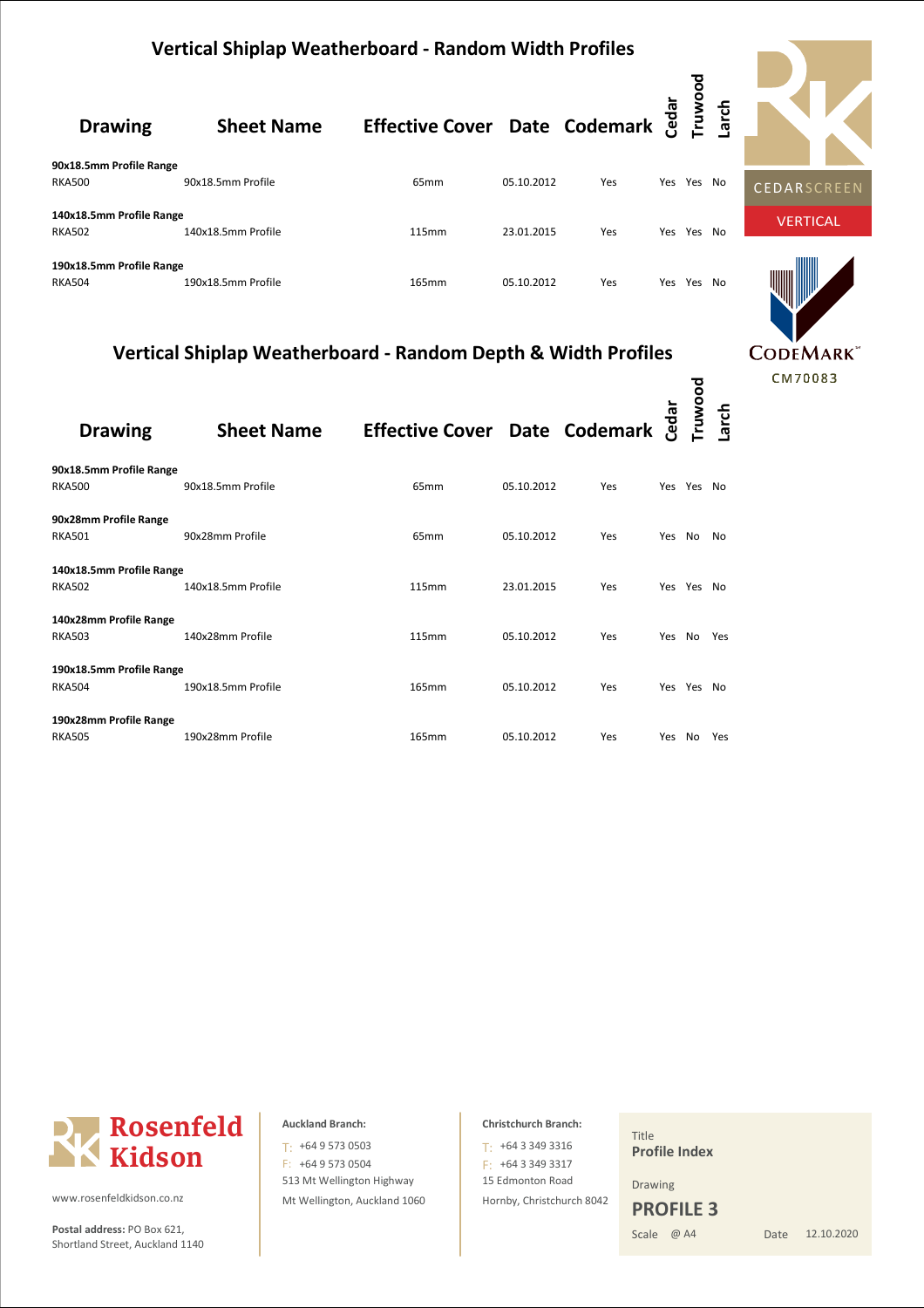## Vertical Shiplap Weatherboard - Random Width Profiles

| Drawing | Sheet Name | Effective Cover | Date | Codemark | Cedar | Truwood | Larch |
|---|---|---|---|---|---|---|---|
| **90x18.5mm Profile Range** | | | | | | | |
| RKA500 | 90x18.5mm Profile | 65mm | 05.10.2012 | Yes | Yes | Yes | No |
| **140x18.5mm Profile Range** | | | | | | | |
| RKA502 | 140x18.5mm Profile | 115mm | 23.01.2015 | Yes | Yes | Yes | No |
| **190x18.5mm Profile Range** | | | | | | | |
| RKA504 | 190x18.5mm Profile | 165mm | 05.10.2012 | Yes | Yes | Yes | No |

CEDARSCREEN

VERTICAL

CODEMARK

CM70083

## Vertical Shiplap Weatherboard - Random Depth & Width Profiles

| Drawing | Sheet Name | Effective Cover | Date | Codemark | Cedar | Truwood | Larch |
|---|---|---|---|---|---|---|---|
| **90x18.5mm Profile Range** | | | | | | | |
| RKA500 | 90x18.5mm Profile | 65mm | 05.10.2012 | Yes | Yes | Yes | No |
| **90x28mm Profile Range** | | | | | | | |
| RKA501 | 90x28mm Profile | 65mm | 05.10.2012 | Yes | Yes | No | No |
| **140x18.5mm Profile Range** | | | | | | | |
| RKA502 | 140x18.5mm Profile | 115mm | 23.01.2015 | Yes | Yes | Yes | No |
| **140x28mm Profile Range** | | | | | | | |
| RKA503 | 140x28mm Profile | 115mm | 05.10.2012 | Yes | Yes | No | Yes |
| **190x18.5mm Profile Range** | | | | | | | |
| RKA504 | 190x18.5mm Profile | 165mm | 05.10.2012 | Yes | Yes | Yes | No |
| **190x28mm Profile Range** | | | | | | | |
| RKA505 | 190x28mm Profile | 165mm | 05.10.2012 | Yes | Yes | No | Yes |

**Rosenfeld Kidson**

www.rosenfeldkidson.co.nz

**Postal address:** PO Box 621, Shortland Street, Auckland 1140

**Auckland Branch:**
T: +64 9 573 0503
F: +64 9 573 0504
513 Mt Wellington Highway
Mt Wellington, Auckland 1060

**Christchurch Branch:**
T: +64 3 349 3316
F: +64 3 349 3317
15 Edmonton Road
Hornby, Christchurch 8042

Title
**Profile Index**

Drawing
**PROFILE 3**

Scale @ A4 Date 12.10.2020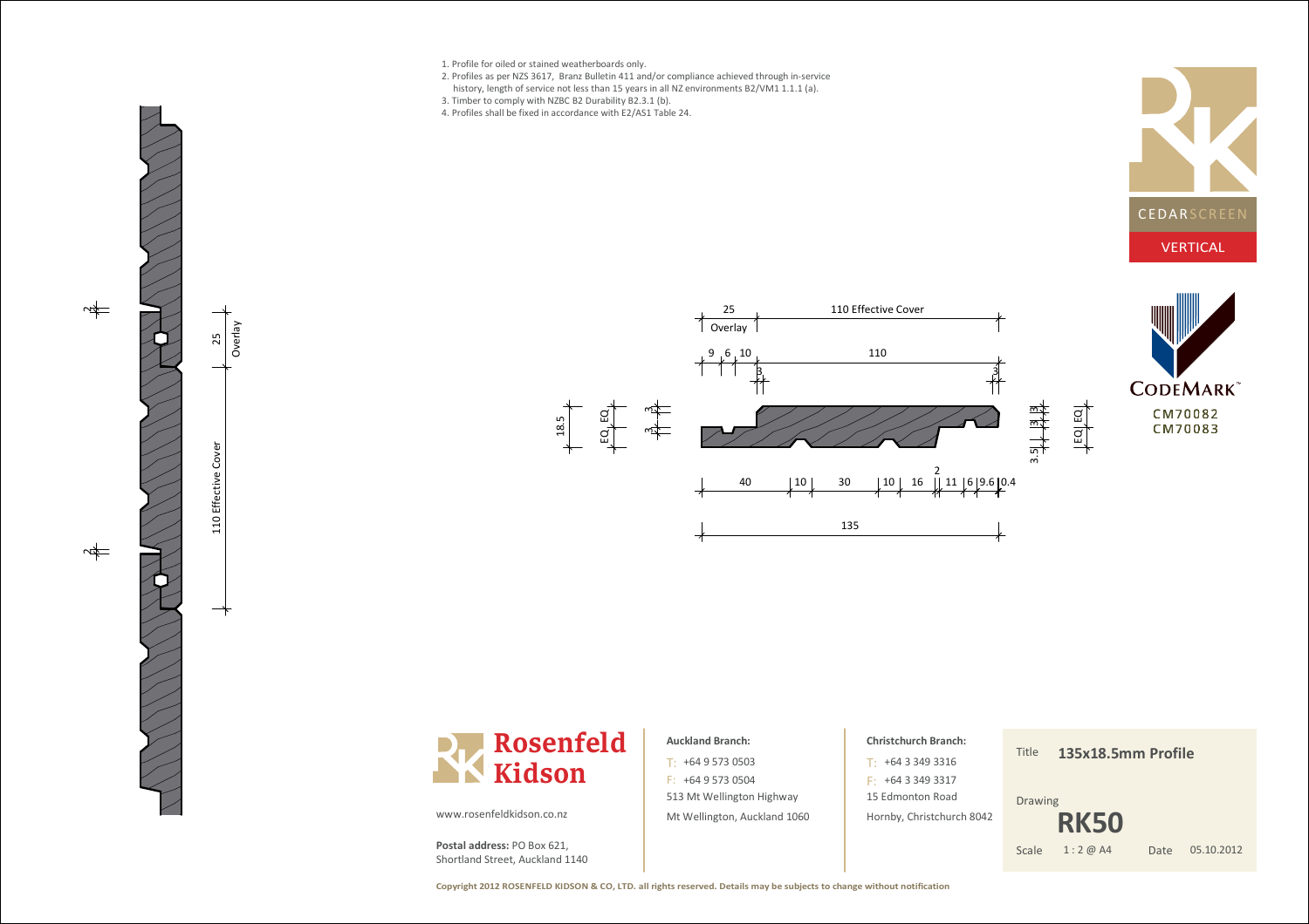1. Profile for oiled or stained weatherboards only.
2. Profiles as per NZS 3617, Branz Bulletin 411 and/or compliance achieved through in-service history, length of service not less than 15 years in all NZ environments B2/VM1 1.1.1 (a).
3. Timber to comply with NZBC B2 Durability B2.3.1 (b).
4. Profiles shall be fixed in accordance with E2/AS1 Table 24.

CEDARSCREEN

VERTICAL

CODEMARK™

CM70082
CM70083

25 Overlay | 110 Effective Cover

9 | 6 | 10 | 110

3 | 3

18.5 | EQ EQ | 3 3

3.5 | 3 3 | EQ EQ

40 | 10 | 30 | 10 | 16 | 2 | 11 | 6 | 9.6 | 0.4

135

2 | 2 | 25 Overlay | 110 Effective Cover

**Rosenfeld Kidson**

www.rosenfeldkidson.co.nz

**Postal address:** PO Box 621, Shortland Street, Auckland 1140

**Auckland Branch:**
T: +64 9 573 0503
F: +64 9 573 0504
513 Mt Wellington Highway
Mt Wellington, Auckland 1060

**Christchurch Branch:**
T: +64 3 349 3316
F: +64 3 349 3317
15 Edmonton Road
Hornby, Christchurch 8042

| | |
|---|---|
| Title | **135x18.5mm Profile** |
| Drawing | **RK50** |
| Scale | 1 : 2 @ A4 |
| Date | 05.10.2012 |

**Copyright 2012 ROSENFELD KIDSON & CO, LTD. all rights reserved. Details may be subjects to change without notification**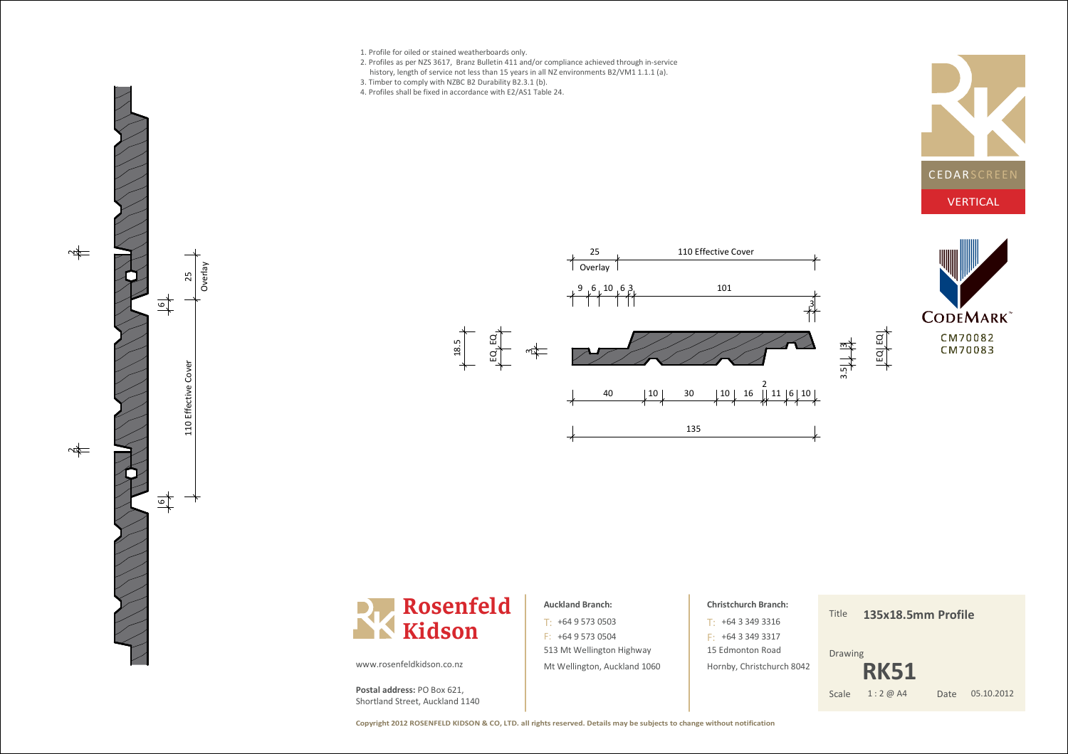1. Profile for oiled or stained weatherboards only.
2. Profiles as per NZS 3617, Branz Bulletin 411 and/or compliance achieved through in-service history, length of service not less than 15 years in all NZ environments B2/VM1 1.1.1 (a).
3. Timber to comply with NZBC B2 Durability B2.3.1 (b).
4. Profiles shall be fixed in accordance with E2/AS1 Table 24.

CEDARSCREEN

VERTICAL

CODEMARK™

CM70082
CM70083

25 Overlay | 110 Effective Cover

9 | 6 | 10 | 6 | 3 | 101 | 3

18.5 | EQ | EQ | 3

40 | 10 | 30 | 10 | 16 | 2 | 11 | 6 | 10

135

3.5 | 3 | EQ | EQ

2 | 6 | 25 Overlay | 110 Effective Cover | 2 | 6

**Rosenfeld Kidson**

www.rosenfeldkidson.co.nz

**Postal address:** PO Box 621,
Shortland Street, Auckland 1140

**Auckland Branch:**
T: +64 9 573 0503
F: +64 9 573 0504
513 Mt Wellington Highway
Mt Wellington, Auckland 1060

**Christchurch Branch:**
T: +64 3 349 3316
F: +64 3 349 3317
15 Edmonton Road
Hornby, Christchurch 8042

Title **135x18.5mm Profile**

Drawing **RK51**

Scale 1 : 2 @ A4 Date 05.10.2012

**Copyright 2012 ROSENFELD KIDSON & CO, LTD. all rights reserved. Details may be subjects to change without notification**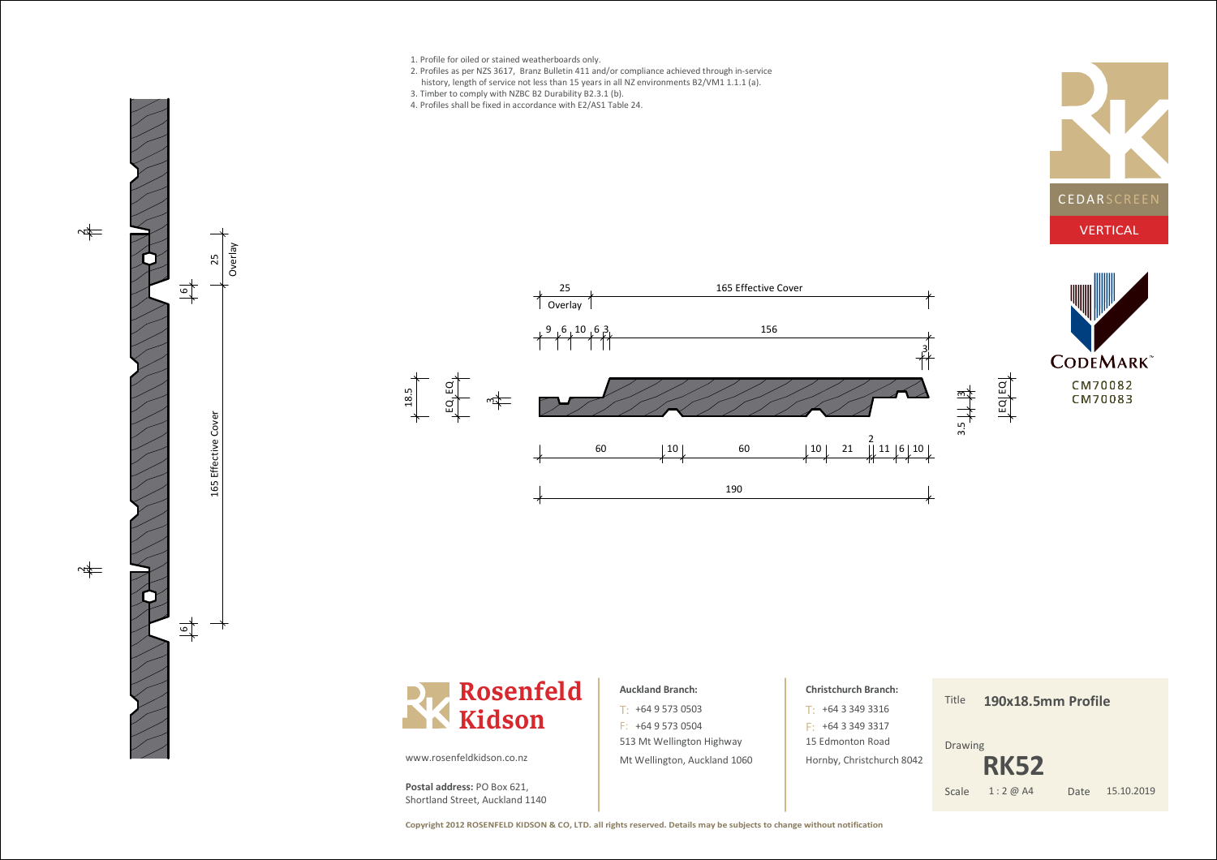1. Profile for oiled or stained weatherboards only.
2. Profiles as per NZS 3617, Branz Bulletin 411 and/or compliance achieved through in-service history, length of service not less than 15 years in all NZ environments B2/VM1 1.1.1 (a).
3. Timber to comply with NZBC B2 Durability B2.3.1 (b).
4. Profiles shall be fixed in accordance with E2/AS1 Table 24.

CEDARSCREEN

VERTICAL

CODEMARK™

CM70082
CM70083

25 Overlay

165 Effective Cover

9 6 10 6 3

156

3

18.5

EQ EQ

3

60 10 60 10 21 2 11 6 10

190

3.5 3

EQ EQ

2

6

**Rosenfeld Kidson**

www.rosenfeldkidson.co.nz

**Postal address:** PO Box 621,
Shortland Street, Auckland 1140

**Auckland Branch:**

T: +64 9 573 0503
F: +64 9 573 0504
513 Mt Wellington Highway
Mt Wellington, Auckland 1060

**Christchurch Branch:**

T: +64 3 349 3316
F: +64 3 349 3317
15 Edmonton Road
Hornby, Christchurch 8042

| | |
|---|---|
| Title | **190x18.5mm Profile** |
| Drawing | **RK52** |
| Scale | 1 : 2 @ A4 |
| Date | 15.10.2019 |

**Copyright 2012 ROSENFELD KIDSON & CO, LTD. all rights reserved. Details may be subjects to change without notification**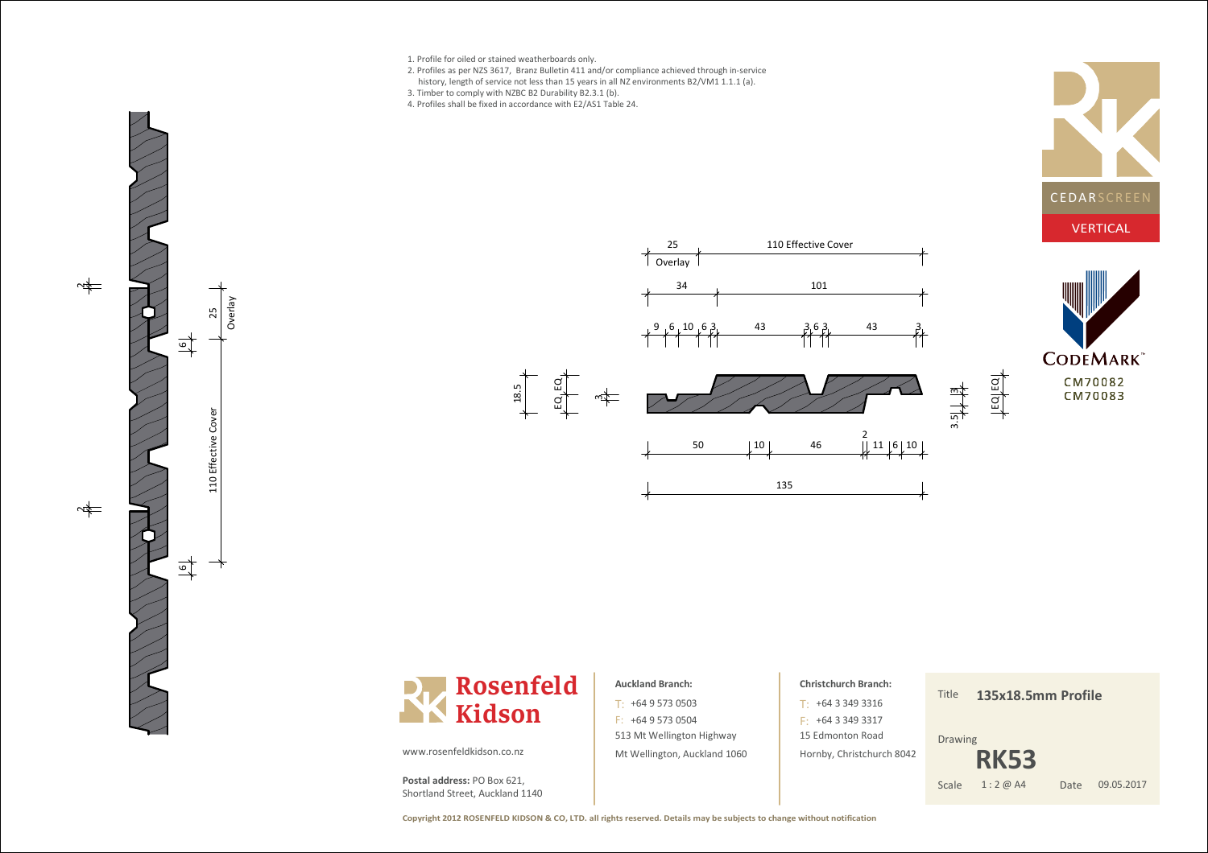1. Profile for oiled or stained weatherboards only.
2. Profiles as per NZS 3617, Branz Bulletin 411 and/or compliance achieved through in-service history, length of service not less than 15 years in all NZ environments B2/VM1 1.1.1 (a).
3. Timber to comply with NZBC B2 Durability B2.3.1 (b).
4. Profiles shall be fixed in accordance with E2/AS1 Table 24.

CEDARSCREEN

VERTICAL

CODEMARK™

CM70082
CM70083

**Rosenfeld Kidson**

www.rosenfeldkidson.co.nz

**Postal address:** PO Box 621, Shortland Street, Auckland 1140

**Auckland Branch:**

T: +64 9 573 0503
F: +64 9 573 0504
513 Mt Wellington Highway
Mt Wellington, Auckland 1060

**Christchurch Branch:**

T: +64 3 349 3316
F: +64 3 349 3317
15 Edmonton Road
Hornby, Christchurch 8042

| | |
|---|---|
| Title | **135x18.5mm Profile** |
| Drawing | **RK53** |
| Scale | 1 : 2 @ A4 |
| Date | 09.05.2017 |

**Copyright 2012 ROSENFELD KIDSON & CO, LTD. all rights reserved. Details may be subjects to change without notification**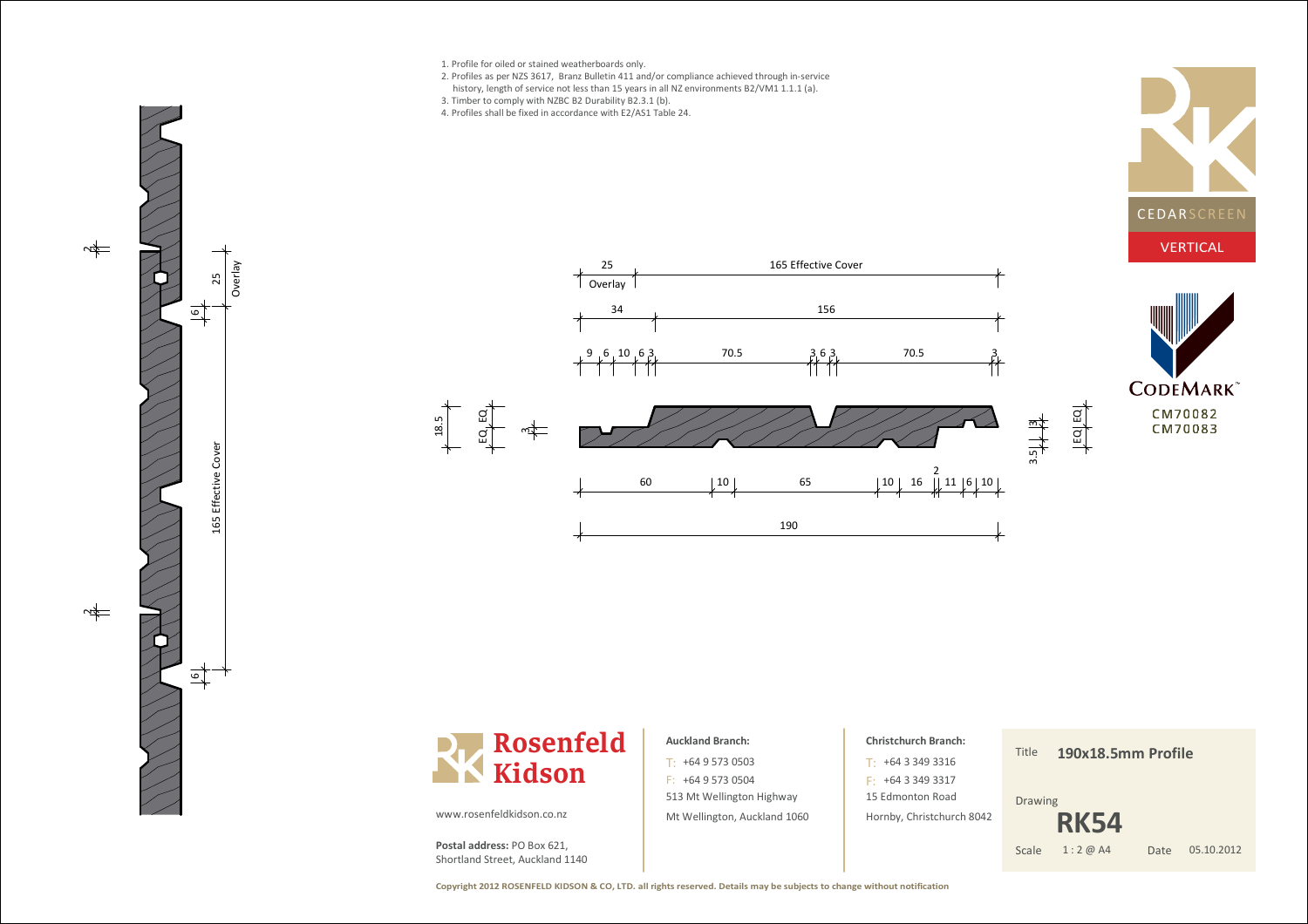1. Profile for oiled or stained weatherboards only.
2. Profiles as per NZS 3617, Branz Bulletin 411 and/or compliance achieved through in-service history, length of service not less than 15 years in all NZ environments B2/VM1 1.1.1 (a).
3. Timber to comply with NZBC B2 Durability B2.3.1 (b).
4. Profiles shall be fixed in accordance with E2/AS1 Table 24.

CEDARSCREEN

VERTICAL

CODEMARK™

CM70082
CM70083

25 Overlay | 165 Effective Cover

34 | 156

9 | 6 | 10 | 6 | 3 | 70.5 | 3 | 6 | 3 | 70.5 | 3

18.5 | EQ | EQ | 3

3.5 | 3 | EQ | EQ

60 | 10 | 65 | 10 | 16 | 2 | 11 | 6 | 10

190

2 | 6 | 25 Overlay | 165 Effective Cover | 2 | 6

**Rosenfeld Kidson**

www.rosenfeldkidson.co.nz

**Postal address:** PO Box 621,
Shortland Street, Auckland 1140

**Auckland Branch:**
T: +64 9 573 0503
F: +64 9 573 0504
513 Mt Wellington Highway
Mt Wellington, Auckland 1060

**Christchurch Branch:**
T: +64 3 349 3316
F: +64 3 349 3317
15 Edmonton Road
Hornby, Christchurch 8042

| | |
|---|---|
| Title | **190x18.5mm Profile** |
| Drawing | **RK54** |
| Scale | 1 : 2 @ A4 |
| Date | 05.10.2012 |

**Copyright 2012 ROSENFELD KIDSON & CO, LTD. all rights reserved. Details may be subjects to change without notification**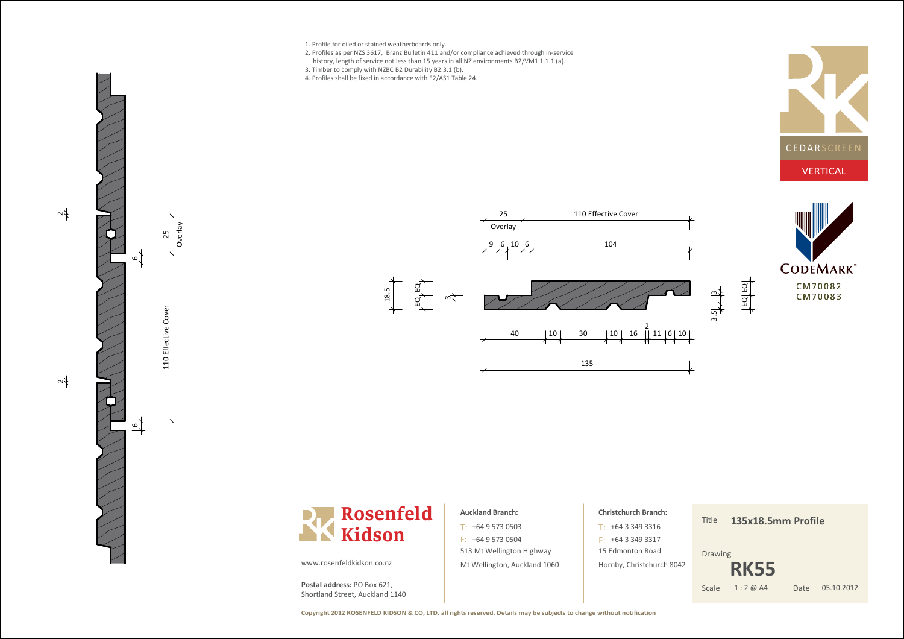1. Profile for oiled or stained weatherboards only.
2. Profiles as per NZS 3617, Branz Bulletin 411 and/or compliance achieved through in-service history, length of service not less than 15 years in all NZ environments B2/VM1 1.1.1 (a).
3. Timber to comply with NZBC B2 Durability B2.3.1 (b).
4. Profiles shall be fixed in accordance with E2/AS1 Table 24.

CEDARSCREEN

VERTICAL

CODEMARK

CM70082
CM70083

25 Overlay

110 Effective Cover

9 6 10 6 104

18.5 EQ EQ 3

40 10 30 10 16 2 11 6 10

135

3.5 3 EQ EQ

2 6 25 Overlay 110 Effective Cover 2 6

**Rosenfeld Kidson**

www.rosenfeldkidson.co.nz

**Postal address:** PO Box 621, Shortland Street, Auckland 1140

**Auckland Branch:**

T: +64 9 573 0503
F: +64 9 573 0504
513 Mt Wellington Highway
Mt Wellington, Auckland 1060

**Christchurch Branch:**

T: +64 3 349 3316
F: +64 3 349 3317
15 Edmonton Road
Hornby, Christchurch 8042

| | |
|---|---|
| Title | **135x18.5mm Profile** |
| Drawing | **RK55** |
| Scale | 1 : 2 @ A4 |
| Date | 05.10.2012 |

**Copyright 2012 ROSENFELD KIDSON & CO, LTD. all rights reserved. Details may be subjects to change without notification**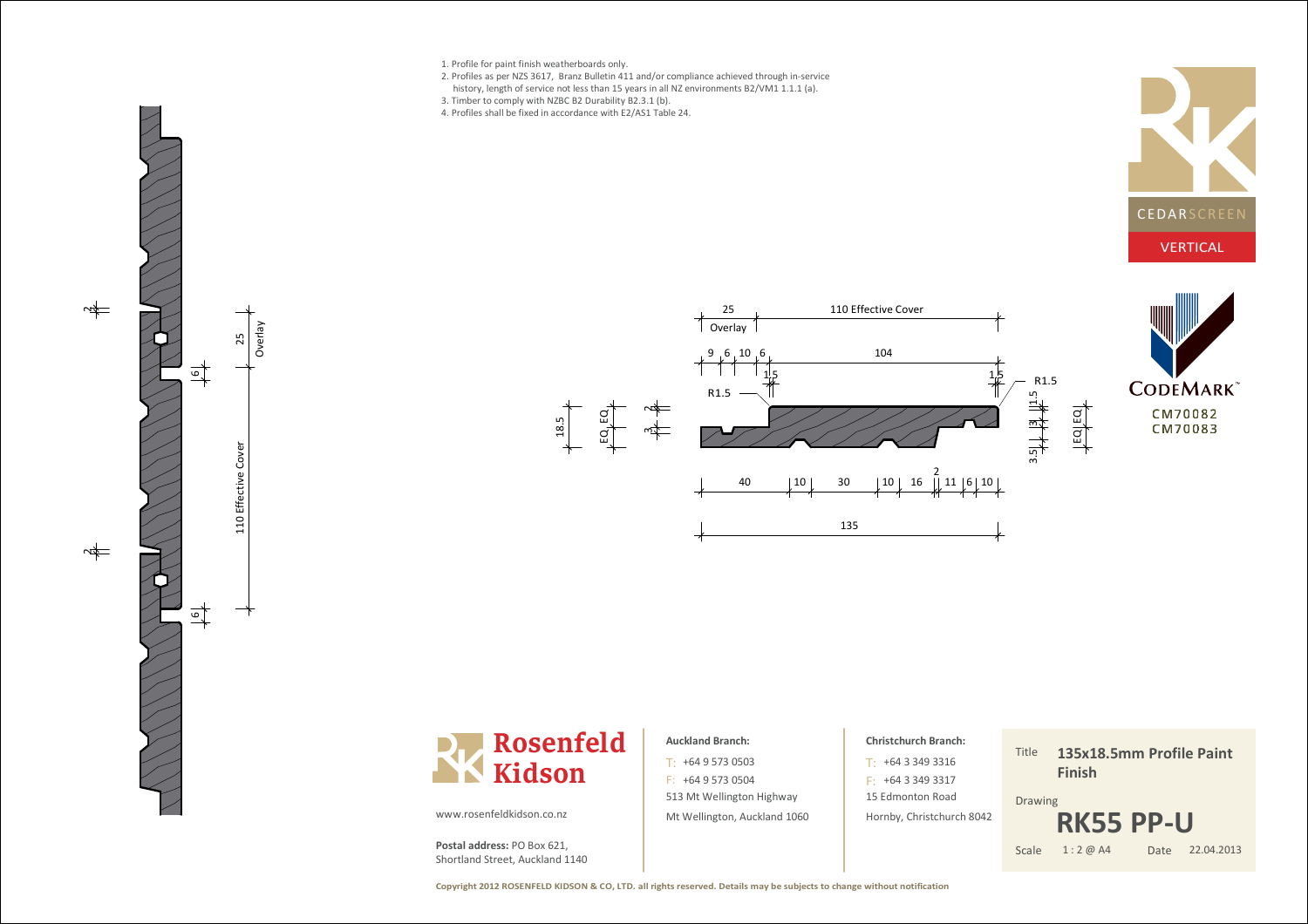1. Profile for paint finish weatherboards only.
2. Profiles as per NZS 3617, Branz Bulletin 411 and/or compliance achieved through in-service history, length of service not less than 15 years in all NZ environments B2/VM1 1.1.1 (a).
3. Timber to comply with NZBC B2 Durability B2.3.1 (b).
4. Profiles shall be fixed in accordance with E2/AS1 Table 24.

CEDARSCREEN

VERTICAL

CODEMARK™

CM70082
CM70083

**Rosenfeld Kidson**

www.rosenfeldkidson.co.nz

**Postal address:** PO Box 621,
Shortland Street, Auckland 1140

**Auckland Branch:**

T: +64 9 573 0503
F: +64 9 573 0504
513 Mt Wellington Highway
Mt Wellington, Auckland 1060

**Christchurch Branch:**

T: +64 3 349 3316
F: +64 3 349 3317
15 Edmonton Road
Hornby, Christchurch 8042

| | |
|---|---|
| Title | **135x18.5mm Profile Paint Finish** |
| Drawing | **RK55 PP-U** |
| Scale | 1 : 2 @ A4 |
| Date | 22.04.2013 |

**Copyright 2012 ROSENFELD KIDSON & CO, LTD. all rights reserved. Details may be subjects to change without notification**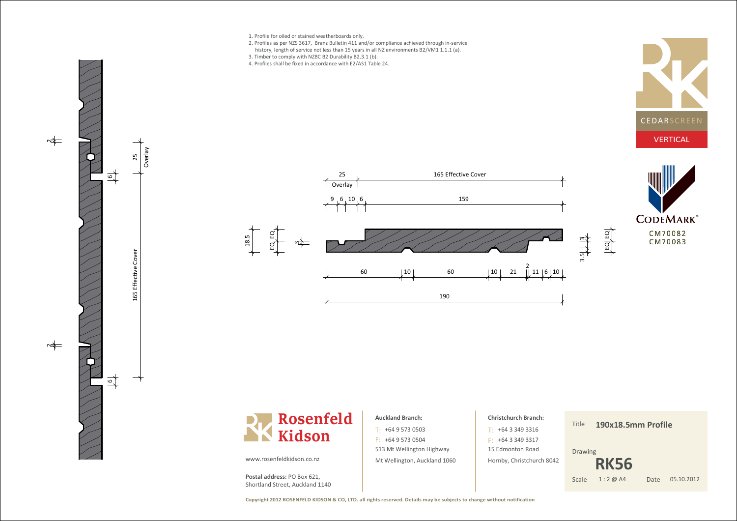1. Profile for oiled or stained weatherboards only.
2. Profiles as per NZS 3617, Branz Bulletin 411 and/or compliance achieved through in-service history, length of service not less than 15 years in all NZ environments B2/VM1 1.1.1 (a).
3. Timber to comply with NZBC B2 Durability B2.3.1 (b).
4. Profiles shall be fixed in accordance with E2/AS1 Table 24.

CEDARSCREEN

VERTICAL

CODEMARK™

CM70082
CM70083

25 Overlay | 165 Effective Cover

9 | 6 | 10 | 6 | 159

18.5 | EQ | EQ | 3

60 | 10 | 60 | 10 | 21 | 2 | 11 | 6 | 10

190

3.5 | 3 | EQ | EQ

2 | 6 | 25 Overlay | 165 Effective Cover | 2 | 6

**Rosenfeld Kidson**

www.rosenfeldkidson.co.nz

**Postal address:** PO Box 621, Shortland Street, Auckland 1140

**Auckland Branch:**
T: +64 9 573 0503
F: +64 9 573 0504
513 Mt Wellington Highway
Mt Wellington, Auckland 1060

**Christchurch Branch:**
T: +64 3 349 3316
F: +64 3 349 3317
15 Edmonton Road
Hornby, Christchurch 8042

| | |
|---|---|
| Title | **190x18.5mm Profile** |
| Drawing | **RK56** |
| Scale | 1 : 2 @ A4 |
| Date | 05.10.2012 |

**Copyright 2012 ROSENFELD KIDSON & CO, LTD. all rights reserved. Details may be subjects to change without notification**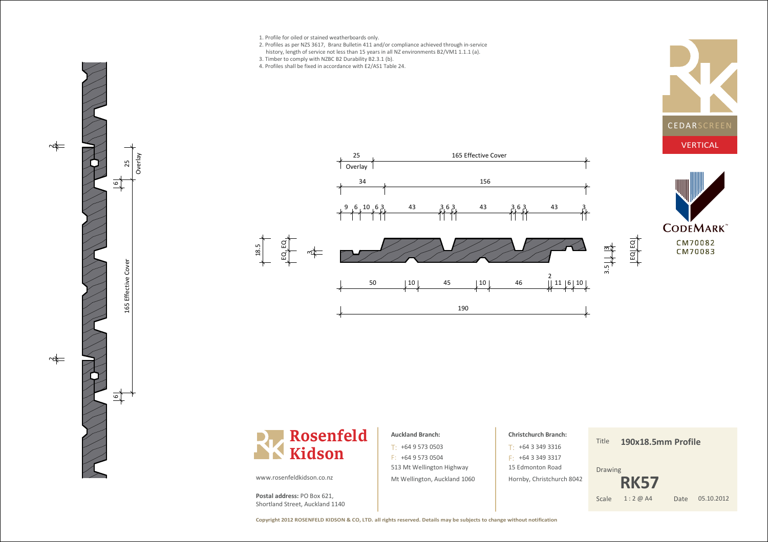1. Profile for oiled or stained weatherboards only.
2. Profiles as per NZS 3617, Branz Bulletin 411 and/or compliance achieved through in-service history, length of service not less than 15 years in all NZ environments B2/VM1 1.1.1 (a).
3. Timber to comply with NZBC B2 Durability B2.3.1 (b).
4. Profiles shall be fixed in accordance with E2/AS1 Table 24.

CEDARSCREEN

VERTICAL

CODEMARK™

CM70082
CM70083

25 Overlay | 165 Effective Cover

34 | 156

9 | 6 | 10 | 6 | 3 | 43 | 3 | 6 | 3 | 43 | 3 | 6 | 3 | 43 | 3

18.5 | EQ | EQ | 3

3.5 | 3 | EQ | EQ

50 | 10 | 45 | 10 | 46 | 2 | 11 | 6 | 10

190

2 | 25 Overlay | 6 | 165 Effective Cover | 6 | 2

**Rosenfeld Kidson**

www.rosenfeldkidson.co.nz

**Postal address:** PO Box 621, Shortland Street, Auckland 1140

**Auckland Branch:**
T: +64 9 573 0503
F: +64 9 573 0504
513 Mt Wellington Highway
Mt Wellington, Auckland 1060

**Christchurch Branch:**
T: +64 3 349 3316
F: +64 3 349 3317
15 Edmonton Road
Hornby, Christchurch 8042

Title **190x18.5mm Profile**

Drawing **RK57**

Scale 1 : 2 @ A4 Date 05.10.2012

**Copyright 2012 ROSENFELD KIDSON & CO, LTD. all rights reserved. Details may be subjects to change without notification**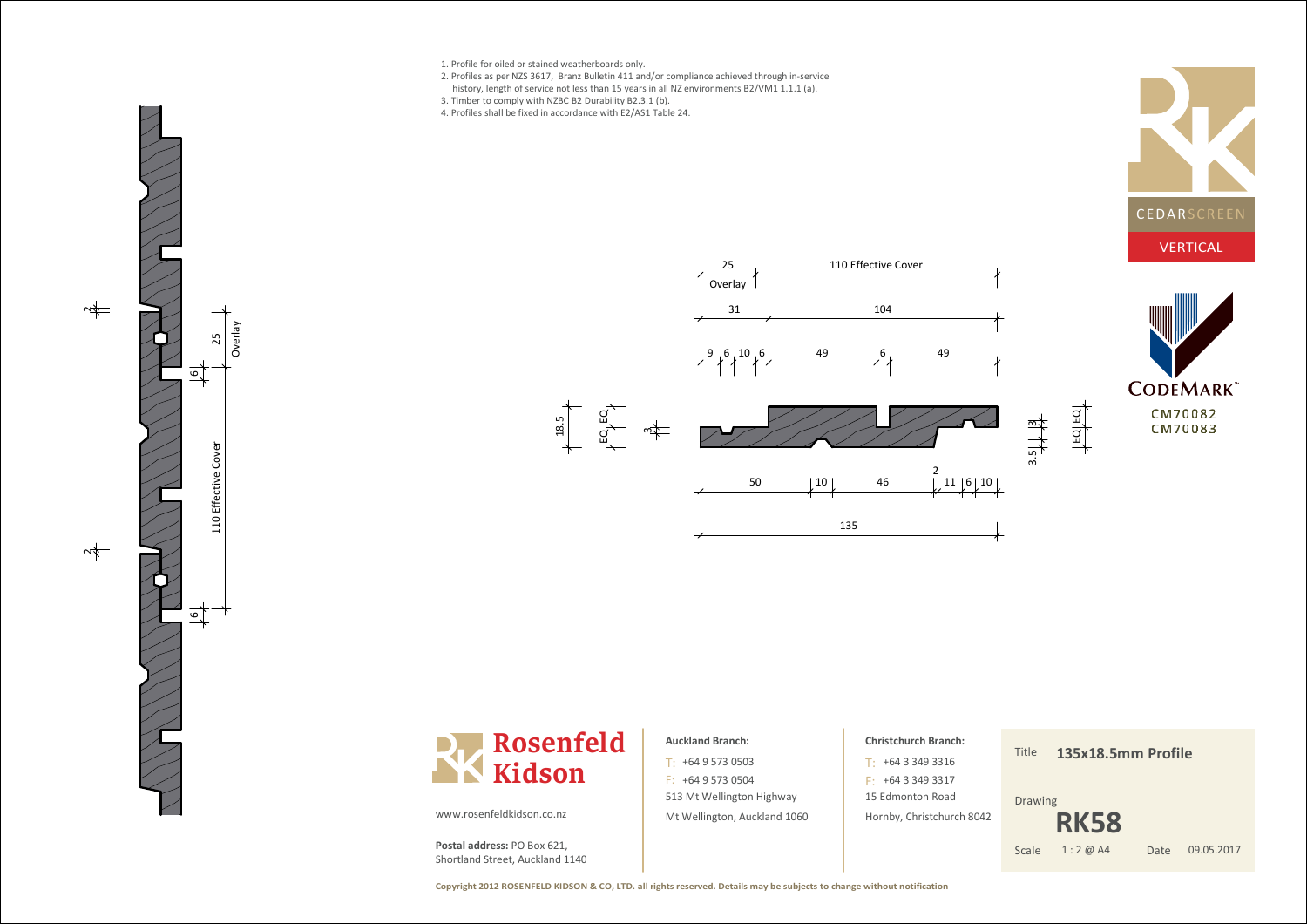1. Profile for oiled or stained weatherboards only.
2. Profiles as per NZS 3617, Branz Bulletin 411 and/or compliance achieved through in-service history, length of service not less than 15 years in all NZ environments B2/VM1 1.1.1 (a).
3. Timber to comply with NZBC B2 Durability B2.3.1 (b).
4. Profiles shall be fixed in accordance with E2/AS1 Table 24.

CEDARSCREEN

VERTICAL

CODEMARK™

CM70082
CM70083

**Rosenfeld Kidson**

www.rosenfeldkidson.co.nz

**Postal address:** PO Box 621,
Shortland Street, Auckland 1140

**Auckland Branch:**

T: +64 9 573 0503
F: +64 9 573 0504
513 Mt Wellington Highway
Mt Wellington, Auckland 1060

**Christchurch Branch:**

T: +64 3 349 3316
F: +64 3 349 3317
15 Edmonton Road
Hornby, Christchurch 8042

| | |
|---|---|
| Title | **135x18.5mm Profile** |
| Drawing | **RK58** |
| Scale | 1 : 2 @ A4 |
| Date | 09.05.2017 |

**Copyright 2012 ROSENFELD KIDSON & CO, LTD. all rights reserved. Details may be subjects to change without notification**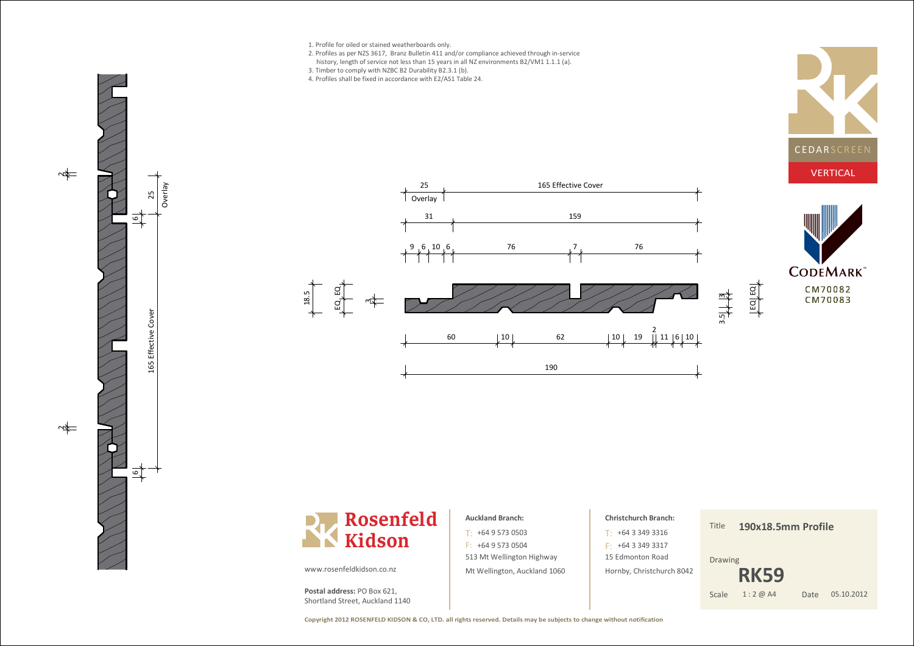1. Profile for oiled or stained weatherboards only.
2. Profiles as per NZS 3617, Branz Bulletin 411 and/or compliance achieved through in-service history, length of service not less than 15 years in all NZ environments B2/VM1 1.1.1 (a).
3. Timber to comply with NZBC B2 Durability B2.3.1 (b).
4. Profiles shall be fixed in accordance with E2/AS1 Table 24.

CEDARSCREEN

VERTICAL

CODEMARK™

CM70082
CM70083

25 Overlay | 165 Effective Cover

31 | 159

9 | 6 | 10 | 6 | 76 | 7 | 76

18.5 | EQ | EQ | 3 | 3.5 | 3 | EQ | EQ

60 | 10 | 62 | 10 | 19 | 2 | 11 | 6 | 10

190

2 | 25 Overlay | 6 | 165 Effective Cover | 2 | 6

**Rosenfeld Kidson**

www.rosenfeldkidson.co.nz

**Postal address:** PO Box 621,
Shortland Street, Auckland 1140

**Auckland Branch:**
T: +64 9 573 0503
F: +64 9 573 0504
513 Mt Wellington Highway
Mt Wellington, Auckland 1060

**Christchurch Branch:**
T: +64 3 349 3316
F: +64 3 349 3317
15 Edmonton Road
Hornby, Christchurch 8042

| | |
|---|---|
| Title | **190x18.5mm Profile** |
| Drawing | **RK59** |
| Scale | 1 : 2 @ A4 |
| Date | 05.10.2012 |

**Copyright 2012 ROSENFELD KIDSON & CO, LTD. all rights reserved. Details may be subjects to change without notification**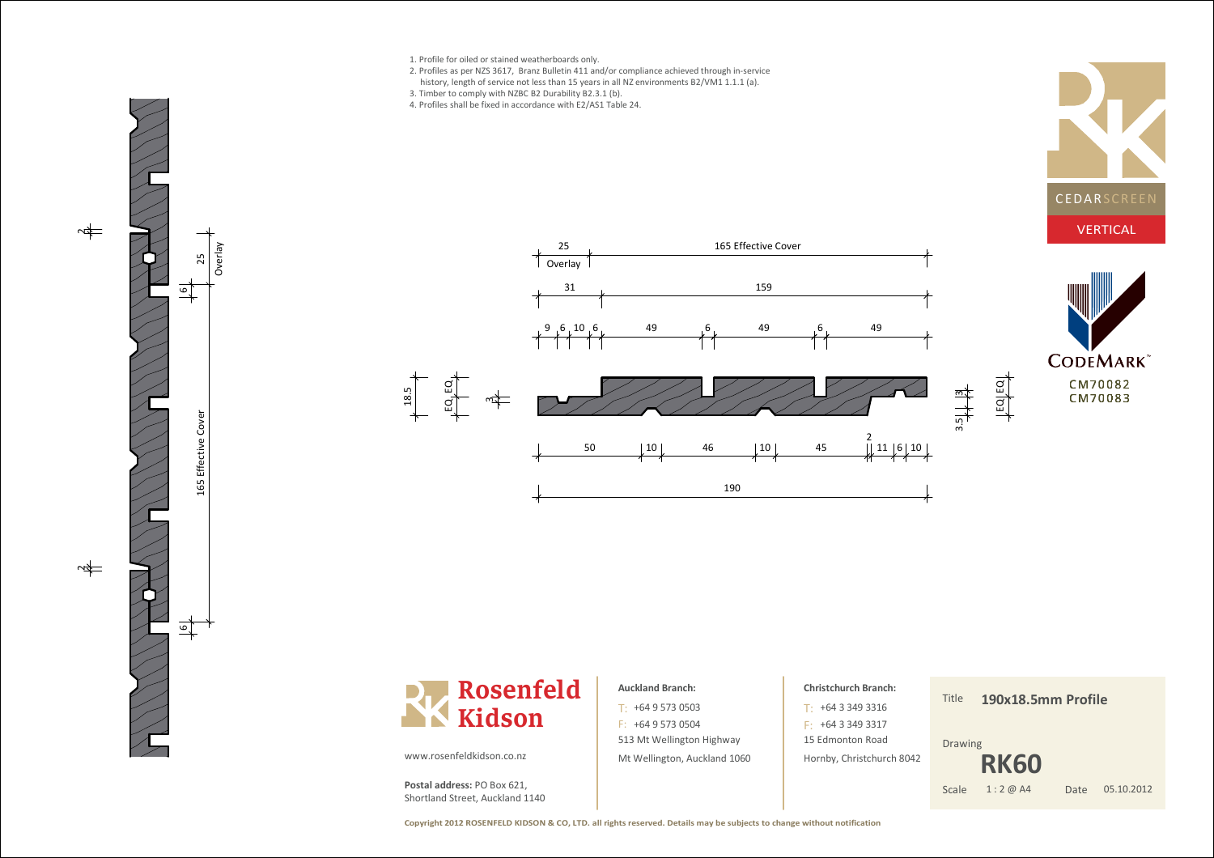1. Profile for oiled or stained weatherboards only.
2. Profiles as per NZS 3617, Branz Bulletin 411 and/or compliance achieved through in-service history, length of service not less than 15 years in all NZ environments B2/VM1 1.1.1 (a).
3. Timber to comply with NZBC B2 Durability B2.3.1 (b).
4. Profiles shall be fixed in accordance with E2/AS1 Table 24.

CEDARSCREEN

VERTICAL

CODEMARK™

CM70082
CM70083

25 Overlay | 165 Effective Cover

31 | 159

9 | 6 | 10 | 6 | 49 | 6 | 49 | 6 | 49

18.5 | EQ | EQ | 3

3.5 | 3 | EQ | EQ

50 | 10 | 46 | 10 | 45 | 2 | 11 | 6 | 10

190

2 | 25 Overlay | 6 | 165 Effective Cover | 6 | 2

**Rosenfeld Kidson**

www.rosenfeldkidson.co.nz

**Postal address:** PO Box 621, Shortland Street, Auckland 1140

**Auckland Branch:**

T: +64 9 573 0503
F: +64 9 573 0504
513 Mt Wellington Highway
Mt Wellington, Auckland 1060

**Christchurch Branch:**

T: +64 3 349 3316
F: +64 3 349 3317
15 Edmonton Road
Hornby, Christchurch 8042

Title **190x18.5mm Profile**

Drawing **RK60**

Scale 1 : 2 @ A4 Date 05.10.2012

**Copyright 2012 ROSENFELD KIDSON & CO, LTD. all rights reserved. Details may be subjects to change without notification**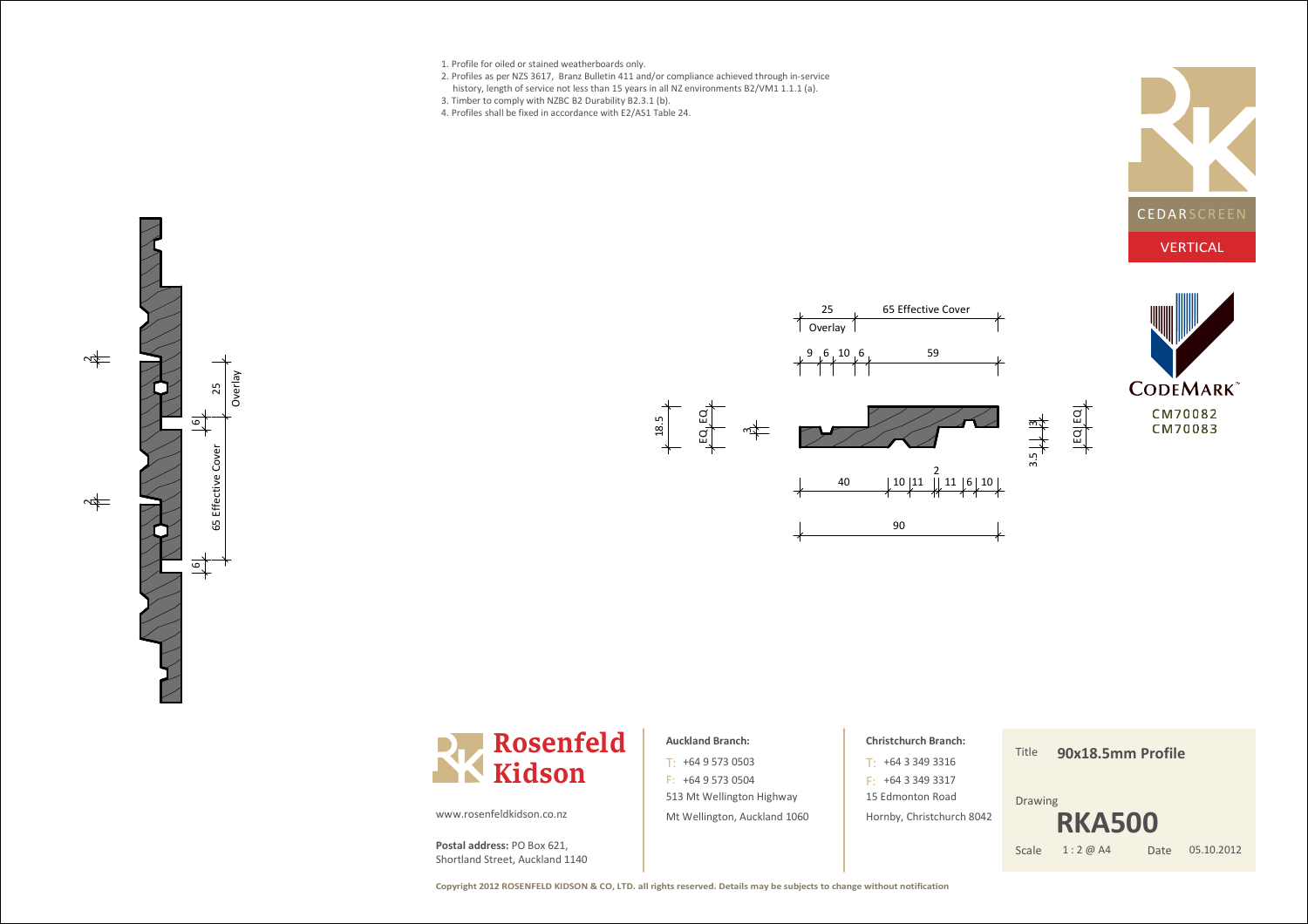1. Profile for oiled or stained weatherboards only.
2. Profiles as per NZS 3617, Branz Bulletin 411 and/or compliance achieved through in-service history, length of service not less than 15 years in all NZ environments B2/VM1 1.1.1 (a).
3. Timber to comply with NZBC B2 Durability B2.3.1 (b).
4. Profiles shall be fixed in accordance with E2/AS1 Table 24.

CEDARSCREEN

VERTICAL

CODEMARK

CM70082
CM70083

25 Overlay | 65 Effective Cover

9 | 6 | 10 | 6 | 59

18.5 | EQ | EQ | 3

3.5 | 3 | EQ | EQ

40 | 10 | 11 | 2 | 11 | 6 | 10

90

2 | 2 | 25 Overlay | 6 | 65 Effective Cover | 6

**Rosenfeld Kidson**

www.rosenfeldkidson.co.nz

**Postal address:** PO Box 621, Shortland Street, Auckland 1140

**Auckland Branch:**
T: +64 9 573 0503
F: +64 9 573 0504
513 Mt Wellington Highway
Mt Wellington, Auckland 1060

**Christchurch Branch:**
T: +64 3 349 3316
F: +64 3 349 3317
15 Edmonton Road
Hornby, Christchurch 8042

| | |
|---|---|
| Title | **90x18.5mm Profile** |
| Drawing | **RKA500** |
| Scale | 1 : 2 @ A4 |
| Date | 05.10.2012 |

**Copyright 2012 ROSENFELD KIDSON & CO, LTD. all rights reserved. Details may be subjects to change without notification**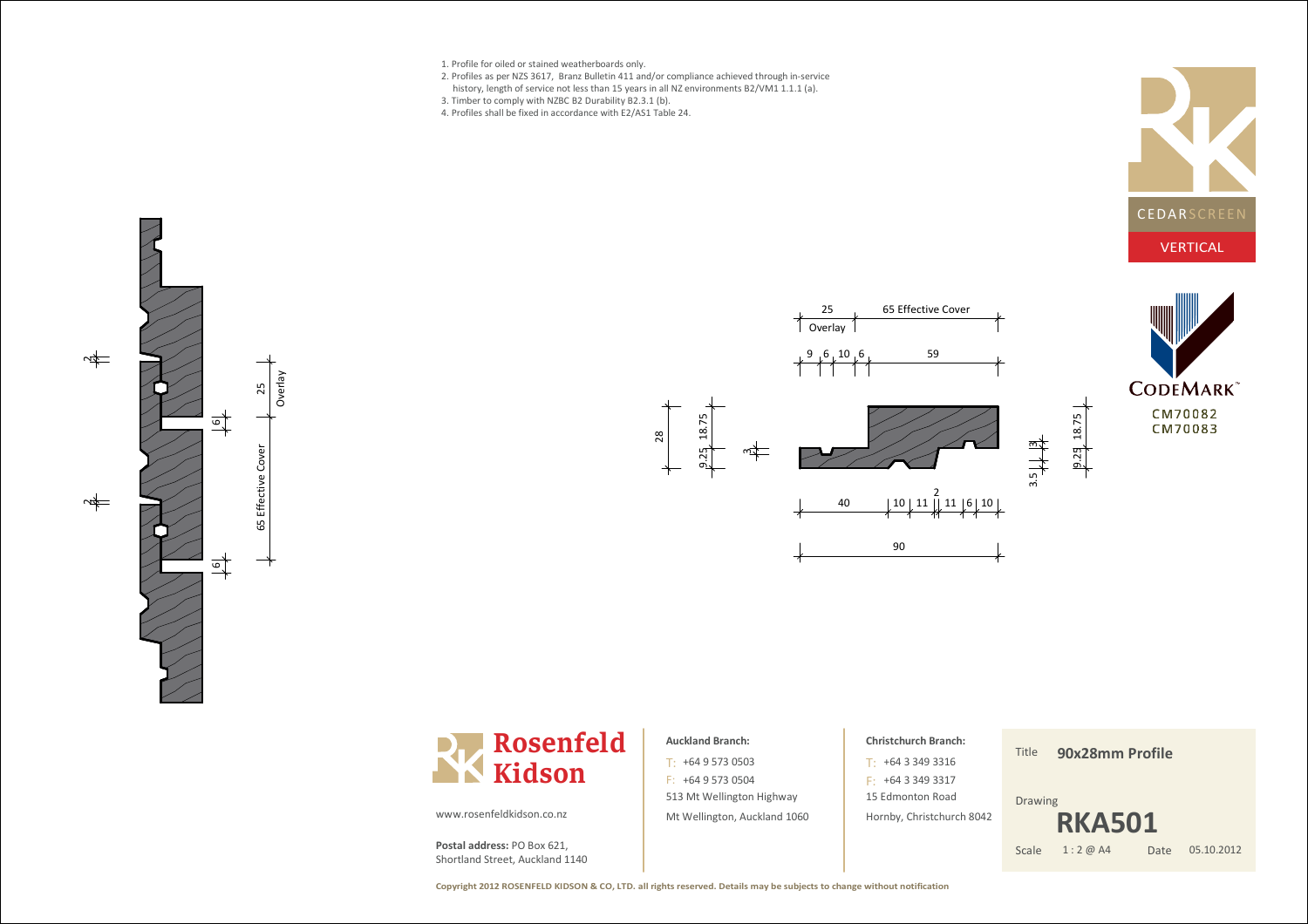1. Profile for oiled or stained weatherboards only.
2. Profiles as per NZS 3617, Branz Bulletin 411 and/or compliance achieved through in-service history, length of service not less than 15 years in all NZ environments B2/VM1 1.1.1 (a).
3. Timber to comply with NZBC B2 Durability B2.3.1 (b).
4. Profiles shall be fixed in accordance with E2/AS1 Table 24.

CEDARSCREEN

VERTICAL

CODEMARK™

CM70082
CM70083

25 Overlay | 65 Effective Cover

9 | 6 | 10 | 6 | 59

28 | 9.25 | 18.75 | 3

40 | 10 | 11 | 2 | 11 | 6 | 10

90

3.5 | 3 | 9.25 | 18.75

2 | 2 | 6 | 6 | 25 Overlay | 65 Effective Cover

**Rosenfeld Kidson**

www.rosenfeldkidson.co.nz

**Postal address:** PO Box 621,
Shortland Street, Auckland 1140

**Auckland Branch:**

T: +64 9 573 0503
F: +64 9 573 0504
513 Mt Wellington Highway
Mt Wellington, Auckland 1060

**Christchurch Branch:**

T: +64 3 349 3316
F: +64 3 349 3317
15 Edmonton Road
Hornby, Christchurch 8042

Title **90x28mm Profile**

Drawing **RKA501**

Scale 1 : 2 @ A4 Date 05.10.2012

**Copyright 2012 ROSENFELD KIDSON & CO, LTD. all rights reserved. Details may be subjects to change without notification**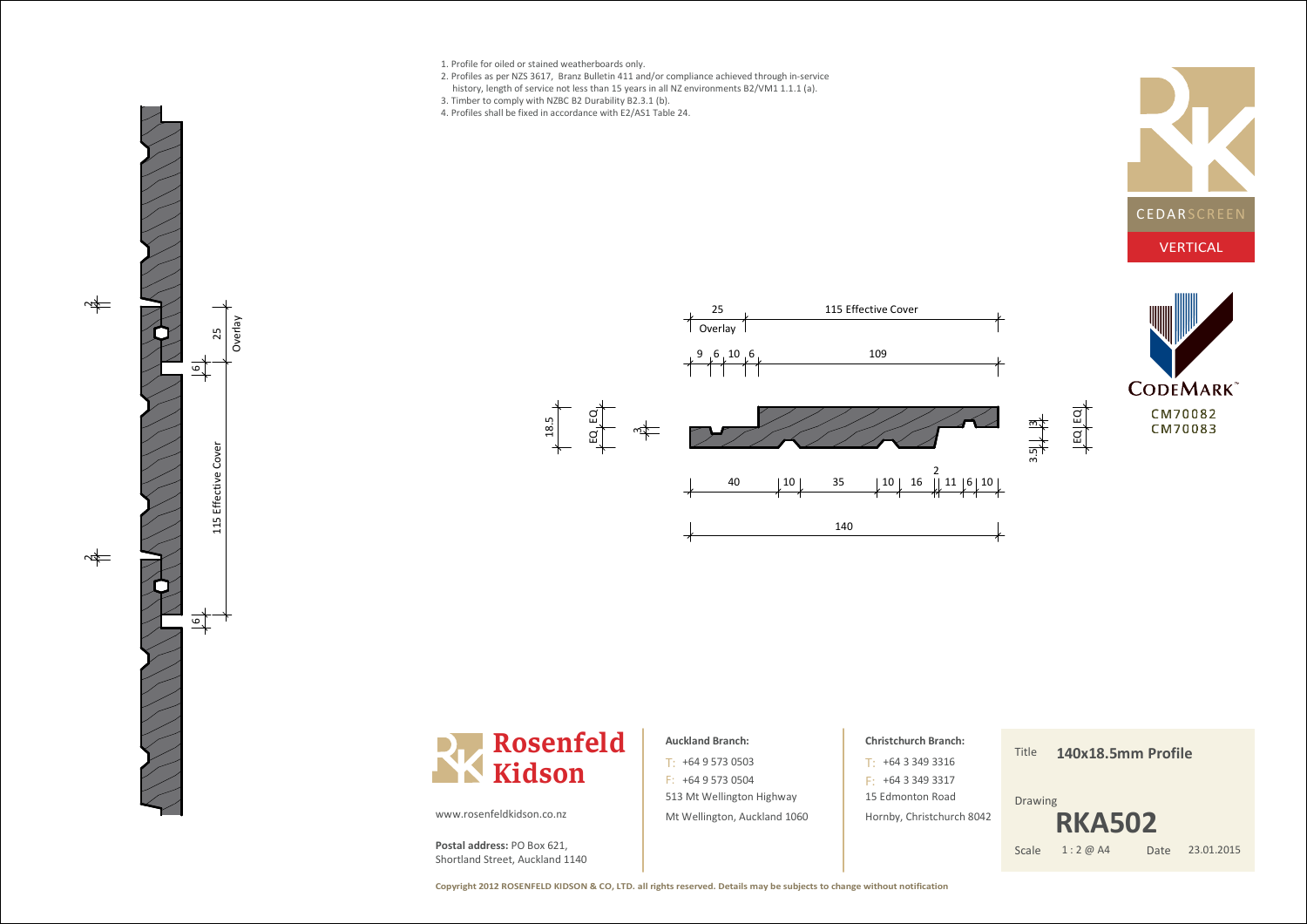1. Profile for oiled or stained weatherboards only.
2. Profiles as per NZS 3617, Branz Bulletin 411 and/or compliance achieved through in-service history, length of service not less than 15 years in all NZ environments B2/VM1 1.1.1 (a).
3. Timber to comply with NZBC B2 Durability B2.3.1 (b).
4. Profiles shall be fixed in accordance with E2/AS1 Table 24.

CEDARSCREEN

VERTICAL

CODEMARK™

CM70082
CM70083

25 Overlay | 115 Effective Cover

9 | 6 | 10 | 6 | 109

18.5 | EQ | EQ | 3

40 | 10 | 35 | 10 | 16 | 2 | 11 | 6 | 10

140

3.5 | 3 | EQ | EQ

2 | 6 | 25 Overlay | 115 Effective Cover | 2 | 6

**Rosenfeld Kidson**

www.rosenfeldkidson.co.nz

**Postal address:** PO Box 621,
Shortland Street, Auckland 1140

**Auckland Branch:**
T: +64 9 573 0503
F: +64 9 573 0504
513 Mt Wellington Highway
Mt Wellington, Auckland 1060

**Christchurch Branch:**
T: +64 3 349 3316
F: +64 3 349 3317
15 Edmonton Road
Hornby, Christchurch 8042

Title **140x18.5mm Profile**

Drawing **RKA502**

Scale 1 : 2 @ A4 Date 23.01.2015

**Copyright 2012 ROSENFELD KIDSON & CO, LTD. all rights reserved. Details may be subjects to change without notification**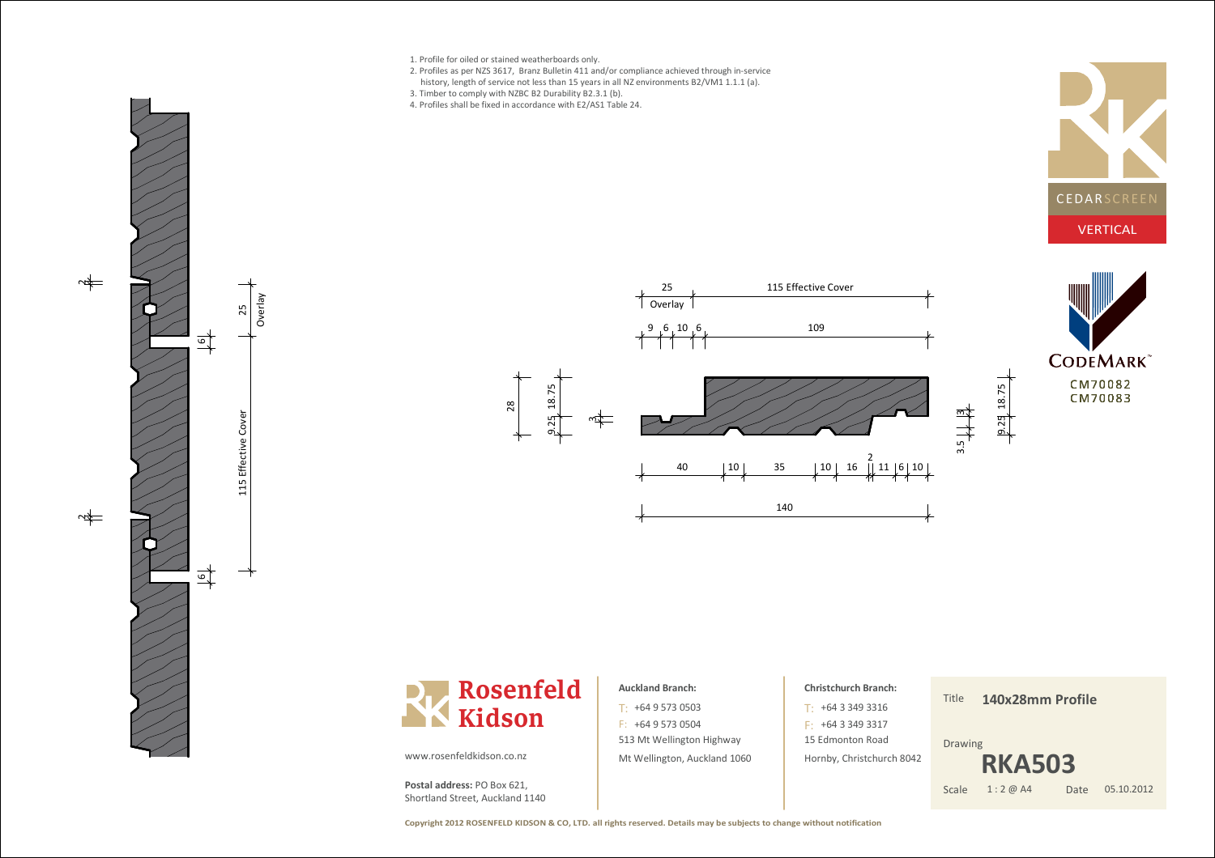1. Profile for oiled or stained weatherboards only.
2. Profiles as per NZS 3617, Branz Bulletin 411 and/or compliance achieved through in-service history, length of service not less than 15 years in all NZ environments B2/VM1 1.1.1 (a).
3. Timber to comply with NZBC B2 Durability B2.3.1 (b).
4. Profiles shall be fixed in accordance with E2/AS1 Table 24.

CEDARSCREEN

VERTICAL

CODEMARK™

CM70082
CM70083

25 Overlay | 115 Effective Cover

9 | 6 | 10 | 6 | 109

28 | 18.75 | 9.25 | 3

40 | 10 | 35 | 10 | 16 | 2 | 11 | 6 | 10

140

3.5 | 3 | 18.75 | 9.25

2 | 6 | 25 Overlay | 115 Effective Cover | 6 | 2

**Rosenfeld Kidson**

www.rosenfeldkidson.co.nz

**Postal address:** PO Box 621,
Shortland Street, Auckland 1140

**Auckland Branch:**
T: +64 9 573 0503
F: +64 9 573 0504
513 Mt Wellington Highway
Mt Wellington, Auckland 1060

**Christchurch Branch:**
T: +64 3 349 3316
F: +64 3 349 3317
15 Edmonton Road
Hornby, Christchurch 8042

| | |
|---|---|
| Title | **140x28mm Profile** |
| Drawing | **RKA503** |
| Scale | 1 : 2 @ A4 |
| Date | 05.10.2012 |

**Copyright 2012 ROSENFELD KIDSON & CO, LTD. all rights reserved. Details may be subjects to change without notification**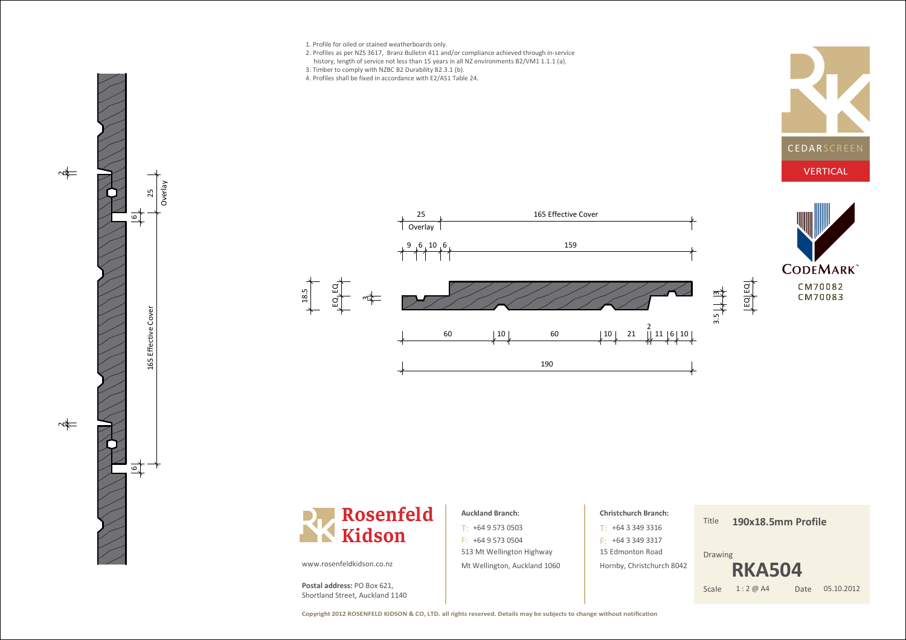1. Profile for oiled or stained weatherboards only.
2. Profiles as per NZS 3617, Branz Bulletin 411 and/or compliance achieved through in-service history, length of service not less than 15 years in all NZ environments B2/VM1 1.1.1 (a).
3. Timber to comply with NZBC B2 Durability B2.3.1 (b).
4. Profiles shall be fixed in accordance with E2/AS1 Table 24.

CEDARSCREEN

VERTICAL

CODEMARK

CM70082
CM70083

25 Overlay | 165 Effective Cover

9 | 6 | 10 | 6 | 159

18.5 | EQ | EQ | 3

60 | 10 | 60 | 10 | 21 | 2 | 11 | 6 | 10

190

3.5 | 3 | EQ | EQ

**Rosenfeld Kidson**

www.rosenfeldkidson.co.nz

**Postal address:** PO Box 621, Shortland Street, Auckland 1140

**Auckland Branch:**
T: +64 9 573 0503
F: +64 9 573 0504
513 Mt Wellington Highway
Mt Wellington, Auckland 1060

**Christchurch Branch:**
T: +64 3 349 3316
F: +64 3 349 3317
15 Edmonton Road
Hornby, Christchurch 8042

| | |
|---|---|
| Title | **190x18.5mm Profile** |
| Drawing | **RKA504** |
| Scale | 1 : 2 @ A4 |
| Date | 05.10.2012 |

**Copyright 2012 ROSENFELD KIDSON & CO, LTD. all rights reserved. Details may be subjects to change without notification**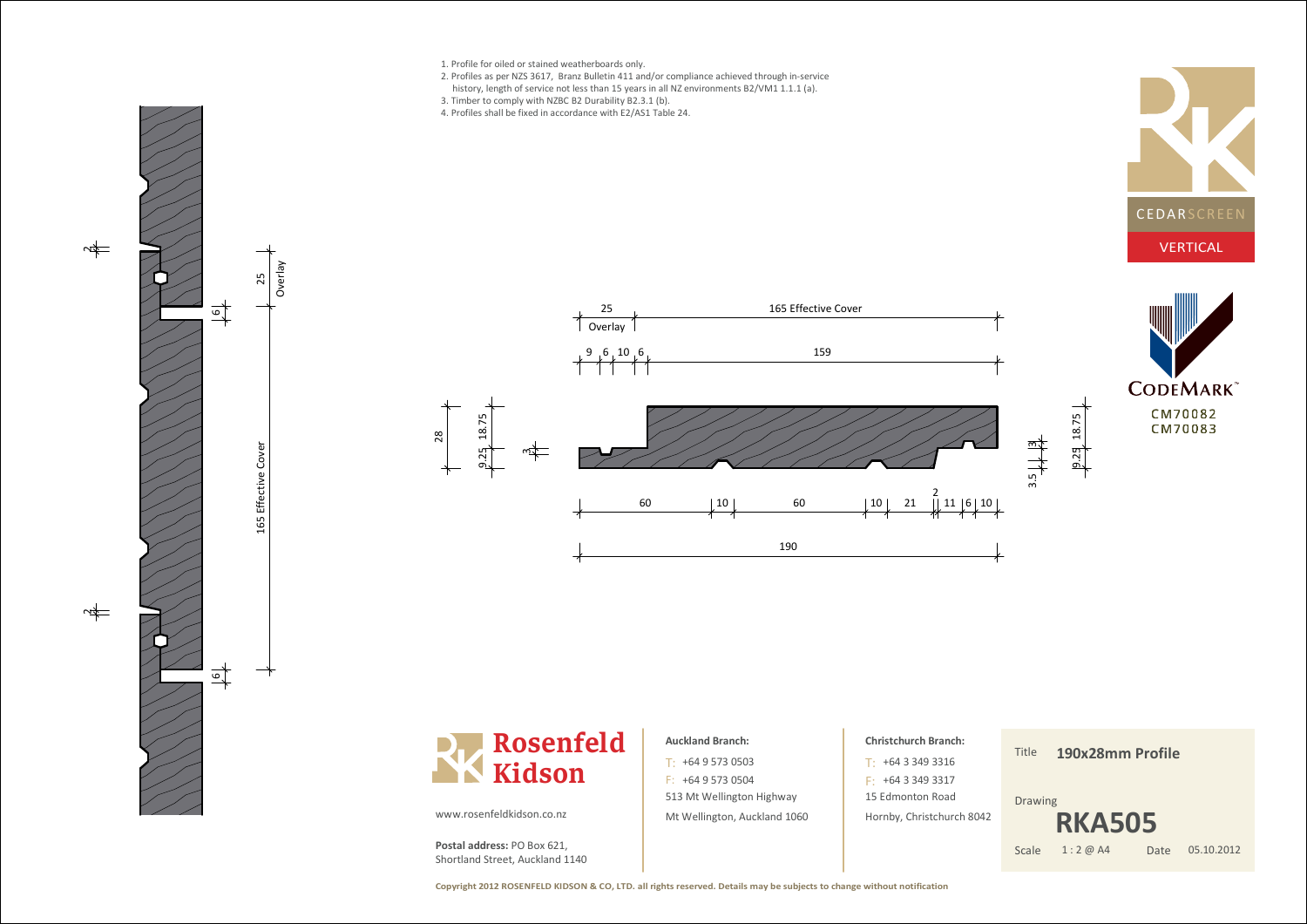1. Profile for oiled or stained weatherboards only.
2. Profiles as per NZS 3617, Branz Bulletin 411 and/or compliance achieved through in-service history, length of service not less than 15 years in all NZ environments B2/VM1 1.1.1 (a).
3. Timber to comply with NZBC B2 Durability B2.3.1 (b).
4. Profiles shall be fixed in accordance with E2/AS1 Table 24.

CEDARSCREEN

VERTICAL

CODEMARK™

CM70082
CM70083

25 Overlay | 165 Effective Cover

9 | 6 | 10 | 6 | 159

28 | 18.75 | 9.25 | 3

60 | 10 | 60 | 10 | 21 | 2 | 11 | 6 | 10

190

3.5 | 3 | 18.75 | 9.25

2 | 6 | 25 Overlay | 165 Effective Cover | 6 | 2

**Rosenfeld Kidson**

www.rosenfeldkidson.co.nz

**Postal address:** PO Box 621,
Shortland Street, Auckland 1140

**Auckland Branch:**
T: +64 9 573 0503
F: +64 9 573 0504
513 Mt Wellington Highway
Mt Wellington, Auckland 1060

**Christchurch Branch:**
T: +64 3 349 3316
F: +64 3 349 3317
15 Edmonton Road
Hornby, Christchurch 8042

| | |
|---|---|
| Title | **190x28mm Profile** |
| Drawing | **RKA505** |
| Scale | 1 : 2 @ A4 |
| Date | 05.10.2012 |

**Copyright 2012 ROSENFELD KIDSON & CO, LTD. all rights reserved. Details may be subjects to change without notification**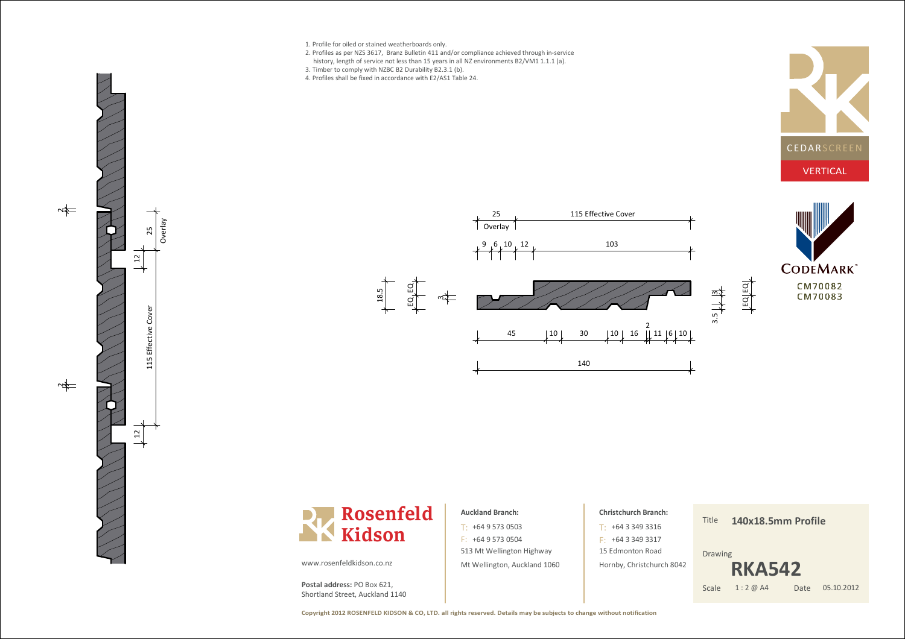1. Profile for oiled or stained weatherboards only.
2. Profiles as per NZS 3617, Branz Bulletin 411 and/or compliance achieved through in-service history, length of service not less than 15 years in all NZ environments B2/VM1 1.1.1 (a).
3. Timber to comply with NZBC B2 Durability B2.3.1 (b).
4. Profiles shall be fixed in accordance with E2/AS1 Table 24.

CEDARSCREEN

VERTICAL

CODEMARK™

CM70082
CM70083

25 Overlay

115 Effective Cover

9 6 10 12 103

18.5 EQ EQ 3

45 10 30 10 16 2 11 6 10

140

3.5 3 EQ EQ

2 6

12 25 Overlay

115 Effective Cover

12

Rosenfeld Kidson

www.rosenfeldkidson.co.nz

**Postal address:** PO Box 621, Shortland Street, Auckland 1140

**Auckland Branch:**

T: +64 9 573 0503
F: +64 9 573 0504
513 Mt Wellington Highway
Mt Wellington, Auckland 1060

**Christchurch Branch:**

T: +64 3 349 3316
F: +64 3 349 3317
15 Edmonton Road
Hornby, Christchurch 8042

| | |
|---|---|
| Title | **140x18.5mm Profile** |
| Drawing | **RKA542** |
| Scale | 1 : 2 @ A4 |
| Date | 05.10.2012 |

**Copyright 2012 ROSENFELD KIDSON & CO, LTD. all rights reserved. Details may be subjects to change without notification**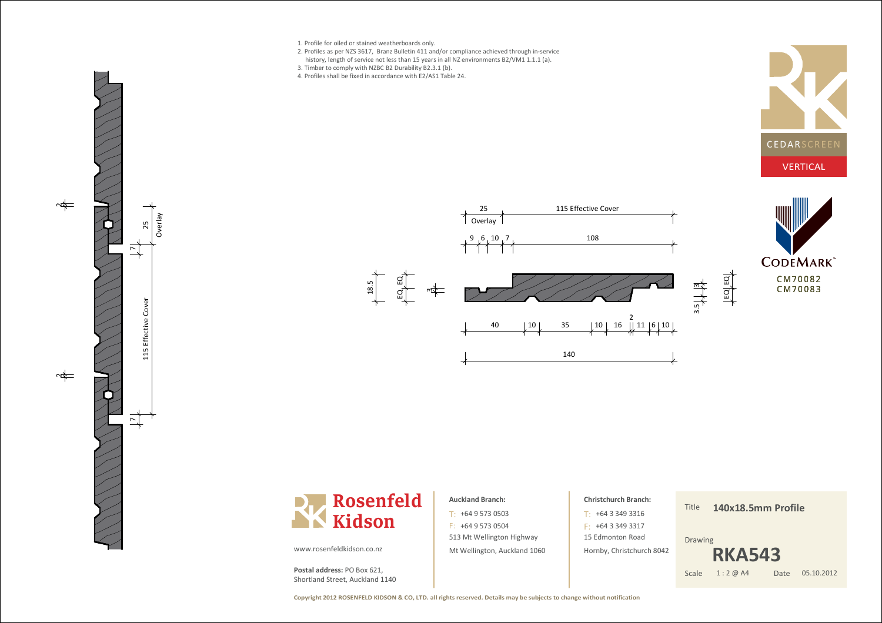1. Profile for oiled or stained weatherboards only.
2. Profiles as per NZS 3617, Branz Bulletin 411 and/or compliance achieved through in-service history, length of service not less than 15 years in all NZ environments B2/VM1 1.1.1 (a).
3. Timber to comply with NZBC B2 Durability B2.3.1 (b).
4. Profiles shall be fixed in accordance with E2/AS1 Table 24.

CEDARSCREEN

VERTICAL

CODEMARK™

CM70082
CM70083

25 Overlay | 115 Effective Cover

9 | 6 | 10 | 7 | 108

18.5 | EQ | EQ | 3

3.5 | 3 | EQ | EQ

40 | 10 | 35 | 10 | 16 | 2 | 11 | 6 | 10

140

2 | 25 Overlay | 7 | 115 Effective Cover | 2 | 7

**Rosenfeld Kidson**

www.rosenfeldkidson.co.nz

**Postal address:** PO Box 621, Shortland Street, Auckland 1140

**Auckland Branch:**
T: +64 9 573 0503
F: +64 9 573 0504
513 Mt Wellington Highway
Mt Wellington, Auckland 1060

**Christchurch Branch:**
T: +64 3 349 3316
F: +64 3 349 3317
15 Edmonton Road
Hornby, Christchurch 8042

| | |
|---|---|
| Title | **140x18.5mm Profile** |
| Drawing | **RKA543** |
| Scale | 1 : 2 @ A4 |
| Date | 05.10.2012 |

**Copyright 2012 ROSENFELD KIDSON & CO, LTD. all rights reserved. Details may be subjects to change without notification**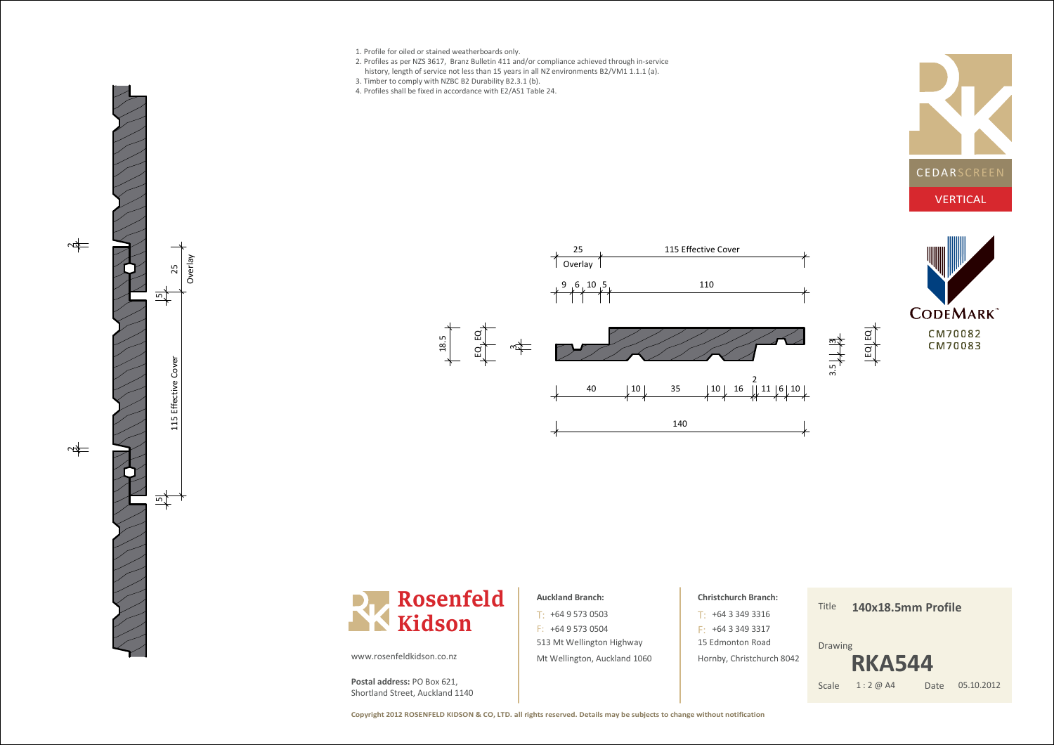1. Profile for oiled or stained weatherboards only.
2. Profiles as per NZS 3617, Branz Bulletin 411 and/or compliance achieved through in-service history, length of service not less than 15 years in all NZ environments B2/VM1 1.1.1 (a).
3. Timber to comply with NZBC B2 Durability B2.3.1 (b).
4. Profiles shall be fixed in accordance with E2/AS1 Table 24.

CEDARSCREEN

VERTICAL

CODEMARK™

CM70082
CM70083

25 Overlay

115 Effective Cover

9 6 10 5

110

18.5

EQ EQ

3

40 10 35 10 16 2 11 6 10

140

3.5 3

EQ EQ

**Rosenfeld Kidson**

www.rosenfeldkidson.co.nz

**Postal address:** PO Box 621,
Shortland Street, Auckland 1140

**Auckland Branch:**

T: +64 9 573 0503
F: +64 9 573 0504
513 Mt Wellington Highway
Mt Wellington, Auckland 1060

**Christchurch Branch:**

T: +64 3 349 3316
F: +64 3 349 3317
15 Edmonton Road
Hornby, Christchurch 8042

| | |
|---|---|
| Title | **140x18.5mm Profile** |
| Drawing | **RKA544** |
| Scale | 1 : 2 @ A4 |
| Date | 05.10.2012 |

**Copyright 2012 ROSENFELD KIDSON & CO, LTD. all rights reserved. Details may be subjects to change without notification**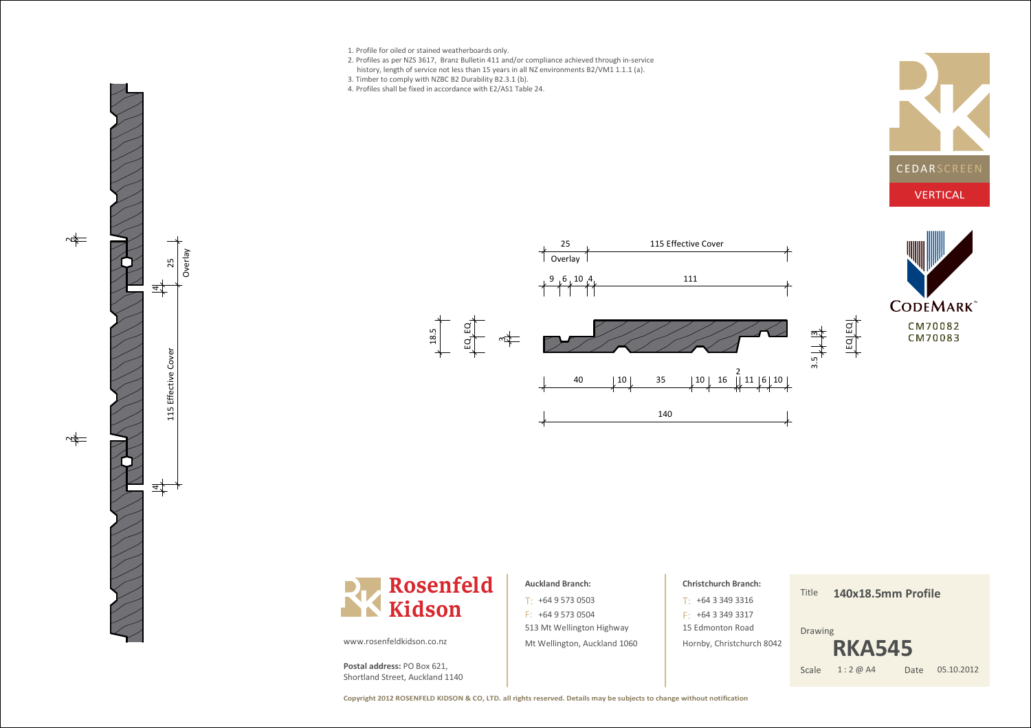1. Profile for oiled or stained weatherboards only.
2. Profiles as per NZS 3617, Branz Bulletin 411 and/or compliance achieved through in-service history, length of service not less than 15 years in all NZ environments B2/VM1 1.1.1 (a).
3. Timber to comply with NZBC B2 Durability B2.3.1 (b).
4. Profiles shall be fixed in accordance with E2/AS1 Table 24.

CEDARSCREEN

VERTICAL

CODEMARK™

CM70082
CM70083

25 Overlay

115 Effective Cover

9 6 10 4 111

18.5 EQ EQ 3

40 10 35 10 16 2 11 6 10

140

3.5 3 EQ EQ

2 25 Overlay 4 115 Effective Cover 2 4

**Rosenfeld Kidson**

www.rosenfeldkidson.co.nz

**Postal address:** PO Box 621,
Shortland Street, Auckland 1140

**Auckland Branch:**
T: +64 9 573 0503
F: +64 9 573 0504
513 Mt Wellington Highway
Mt Wellington, Auckland 1060

**Christchurch Branch:**
T: +64 3 349 3316
F: +64 3 349 3317
15 Edmonton Road
Hornby, Christchurch 8042

Title **140x18.5mm Profile**

Drawing **RKA545**

Scale 1 : 2 @ A4 Date 05.10.2012

**Copyright 2012 ROSENFELD KIDSON & CO, LTD. all rights reserved. Details may be subjects to change without notification**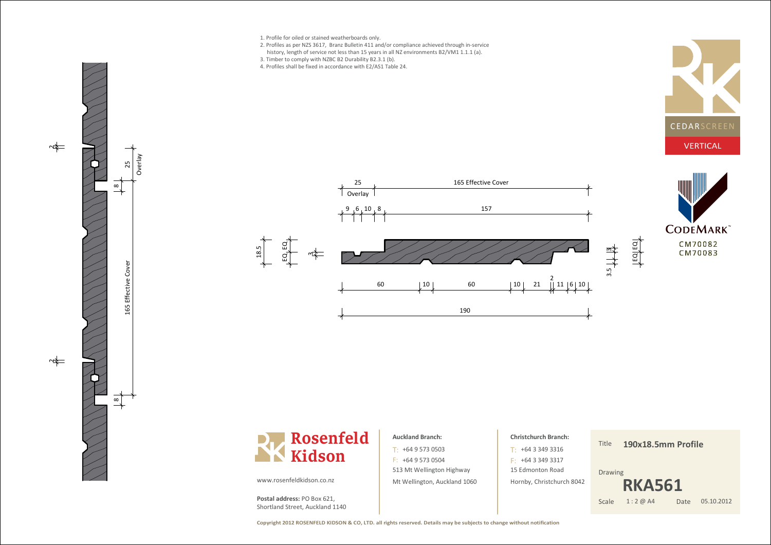1. Profile for oiled or stained weatherboards only.
2. Profiles as per NZS 3617, Branz Bulletin 411 and/or compliance achieved through in-service history, length of service not less than 15 years in all NZ environments B2/VM1 1.1.1 (a).
3. Timber to comply with NZBC B2 Durability B2.3.1 (b).
4. Profiles shall be fixed in accordance with E2/AS1 Table 24.

CEDARSCREEN

VERTICAL

CODEMARK™

CM70082
CM70083

25 Overlay

165 Effective Cover

9 6 10 8

157

18.5

EQ EQ

3

3.5

3

EQ EQ

60 10 60 10 21 2 11 6 10

190

2

8

25 Overlay

165 Effective Cover

8

**Rosenfeld Kidson**

www.rosenfeldkidson.co.nz

**Postal address:** PO Box 621,
Shortland Street, Auckland 1140

**Auckland Branch:**

T: +64 9 573 0503
F: +64 9 573 0504
513 Mt Wellington Highway
Mt Wellington, Auckland 1060

**Christchurch Branch:**

T: +64 3 349 3316
F: +64 3 349 3317
15 Edmonton Road
Hornby, Christchurch 8042

| | |
|---|---|
| Title | **190x18.5mm Profile** |
| Drawing | **RKA561** |
| Scale | 1 : 2 @ A4 |
| Date | 05.10.2012 |

**Copyright 2012 ROSENFELD KIDSON & CO, LTD. all rights reserved. Details may be subjects to change without notification**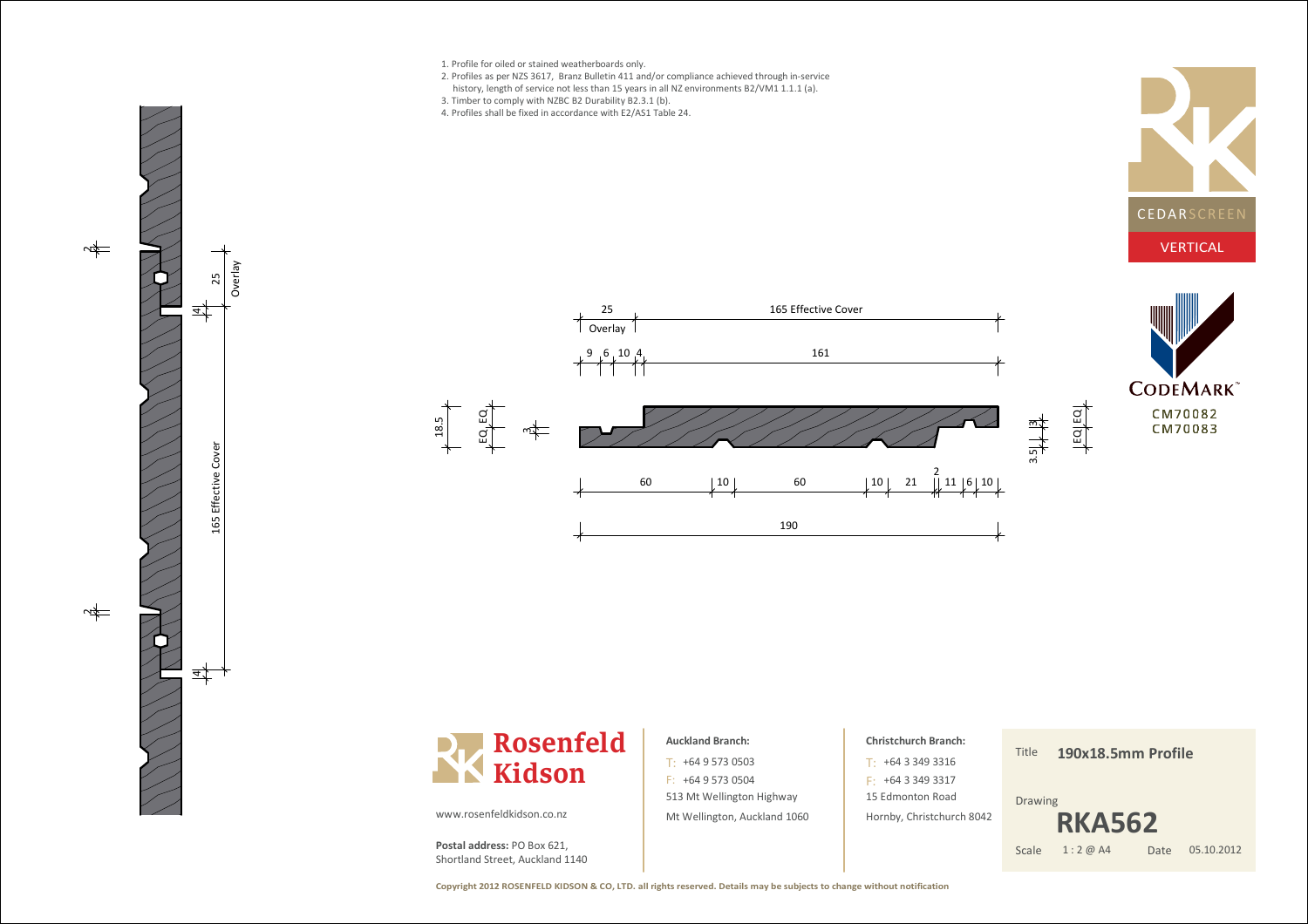1. Profile for oiled or stained weatherboards only.
2. Profiles as per NZS 3617, Branz Bulletin 411 and/or compliance achieved through in-service history, length of service not less than 15 years in all NZ environments B2/VM1 1.1.1 (a).
3. Timber to comply with NZBC B2 Durability B2.3.1 (b).
4. Profiles shall be fixed in accordance with E2/AS1 Table 24.

CEDARSCREEN

VERTICAL

CODEMARK™

CM70082
CM70083

25 Overlay | 165 Effective Cover

9 | 6 | 10 | 4 | 161

18.5 | EQ | EQ | 3

3.5 | 3 | EQ | EQ

60 | 10 | 60 | 10 | 21 | 2 | 11 | 6 | 10

190

2 | 25 Overlay | 4 | 165 Effective Cover | 4 | 2

**Rosenfeld Kidson**

www.rosenfeldkidson.co.nz

**Postal address:** PO Box 621, Shortland Street, Auckland 1140

**Auckland Branch:**
T: +64 9 573 0503
F: +64 9 573 0504
513 Mt Wellington Highway
Mt Wellington, Auckland 1060

**Christchurch Branch:**
T: +64 3 349 3316
F: +64 3 349 3317
15 Edmonton Road
Hornby, Christchurch 8042

| | |
|---|---|
| Title | **190x18.5mm Profile** |
| Drawing | **RKA562** |
| Scale | 1 : 2 @ A4 |
| Date | 05.10.2012 |

**Copyright 2012 ROSENFELD KIDSON & CO, LTD. all rights reserved. Details may be subjects to change without notification**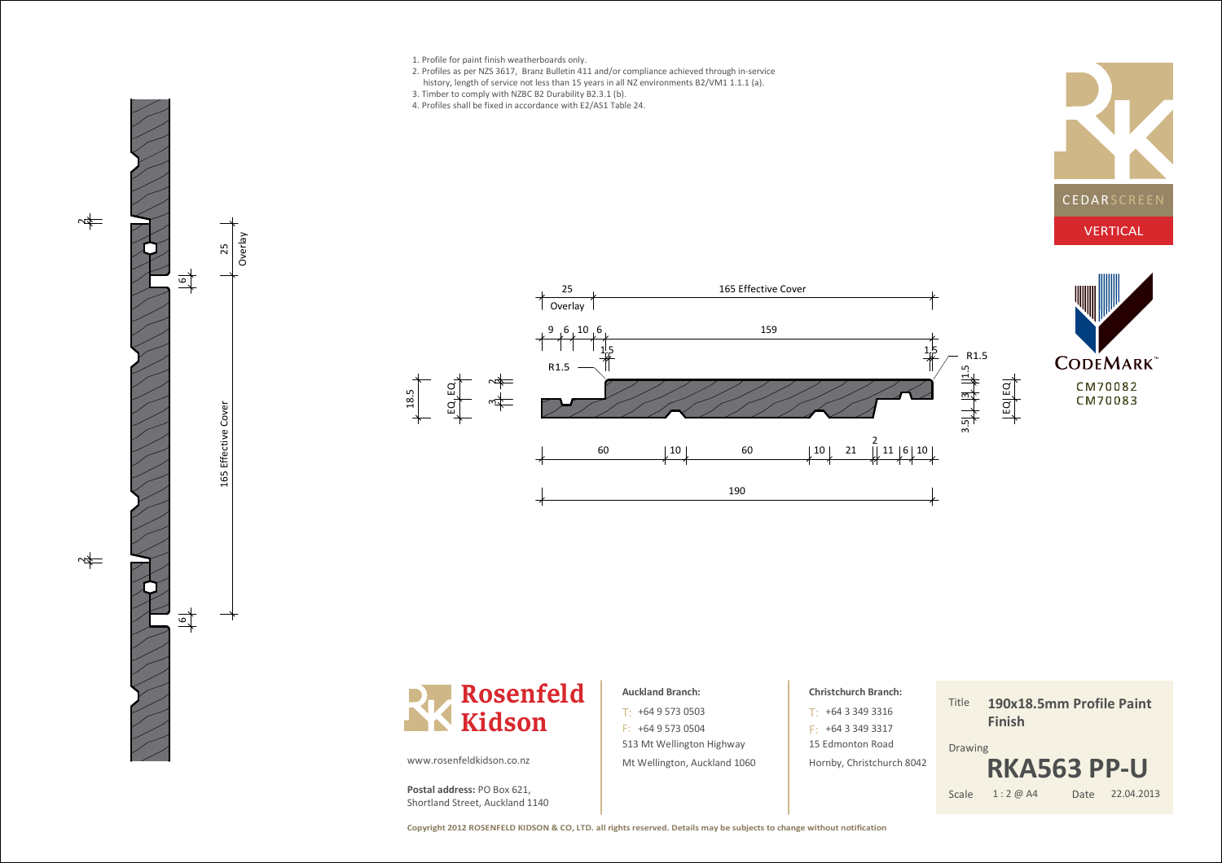1. Profile for paint finish weatherboards only.
2. Profiles as per NZS 3617, Branz Bulletin 411 and/or compliance achieved through in-service history, length of service not less than 15 years in all NZ environments B2/VM1 1.1.1 (a).
3. Timber to comply with NZBC B2 Durability B2.3.1 (b).
4. Profiles shall be fixed in accordance with E2/AS1 Table 24.

CEDARSCREEN

VERTICAL

CODEMARK

CM70082
CM70083

25
Overlay

165 Effective Cover

9 6 10 6

159

1.5

1.5

R1.5

R1.5

18.5

EQ EQ

2
3

1.5
3
3.5

EQ EQ

60 10 60 10 21 2 11 6 10

190

2

6

25 Overlay

165 Effective Cover

2

6

**Rosenfeld Kidson**

www.rosenfeldkidson.co.nz

**Postal address:** PO Box 621,
Shortland Street, Auckland 1140

**Auckland Branch:**

T: +64 9 573 0503
F: +64 9 573 0504
513 Mt Wellington Highway
Mt Wellington, Auckland 1060

**Christchurch Branch:**

T: +64 3 349 3316
F: +64 3 349 3317
15 Edmonton Road
Hornby, Christchurch 8042

| | |
|---|---|
| Title | **190x18.5mm Profile Paint Finish** |
| Drawing | **RKA563 PP-U** |
| Scale | 1 : 2 @ A4 |
| Date | 22.04.2013 |

**Copyright 2012 ROSENFELD KIDSON & CO, LTD. all rights reserved. Details may be subjects to change without notification**